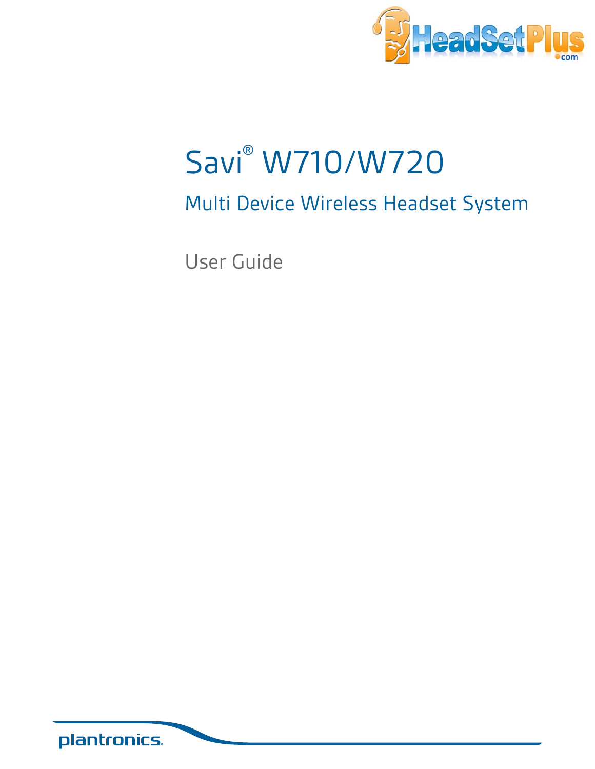# Savi® W710/W720

## Multi Device Wireless Headset System

User Guide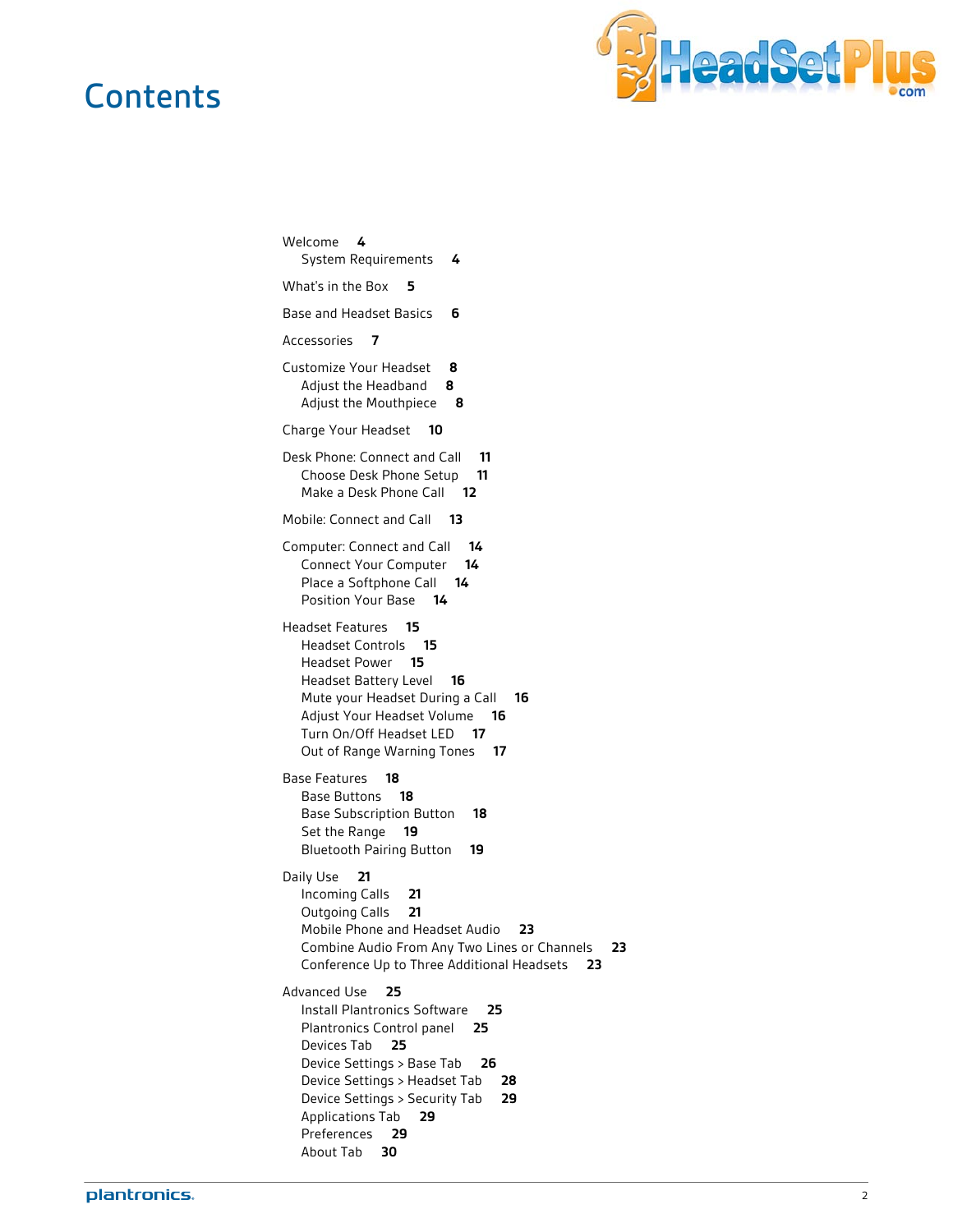# Contents

Welcome **4**
- System Requirements **4**

What's in the Box **5**

Base and Headset Basics **6**

Accessories **7**

Customize Your Headset **8**
- Adjust the Headband **8**
- Adjust the Mouthpiece **8**

Charge Your Headset **10**

Desk Phone: Connect and Call **11**
- Choose Desk Phone Setup **11**
- Make a Desk Phone Call **12**

Mobile: Connect and Call **13**

Computer: Connect and Call **14**
- Connect Your Computer **14**
- Place a Softphone Call **14**
- Position Your Base **14**

Headset Features **15**
- Headset Controls **15**
- Headset Power **15**
- Headset Battery Level **16**
- Mute your Headset During a Call **16**
- Adjust Your Headset Volume **16**
- Turn On/Off Headset LED **17**
- Out of Range Warning Tones **17**

Base Features **18**
- Base Buttons **18**
- Base Subscription Button **18**
- Set the Range **19**
- Bluetooth Pairing Button **19**

Daily Use **21**
- Incoming Calls **21**
- Outgoing Calls **21**
- Mobile Phone and Headset Audio **23**
- Combine Audio From Any Two Lines or Channels **23**
- Conference Up to Three Additional Headsets **23**

Advanced Use **25**
- Install Plantronics Software **25**
- Plantronics Control panel **25**
- Devices Tab **25**
- Device Settings > Base Tab **26**
- Device Settings > Headset Tab **28**
- Device Settings > Security Tab **29**
- Applications Tab **29**
- Preferences **29**
- About Tab **30**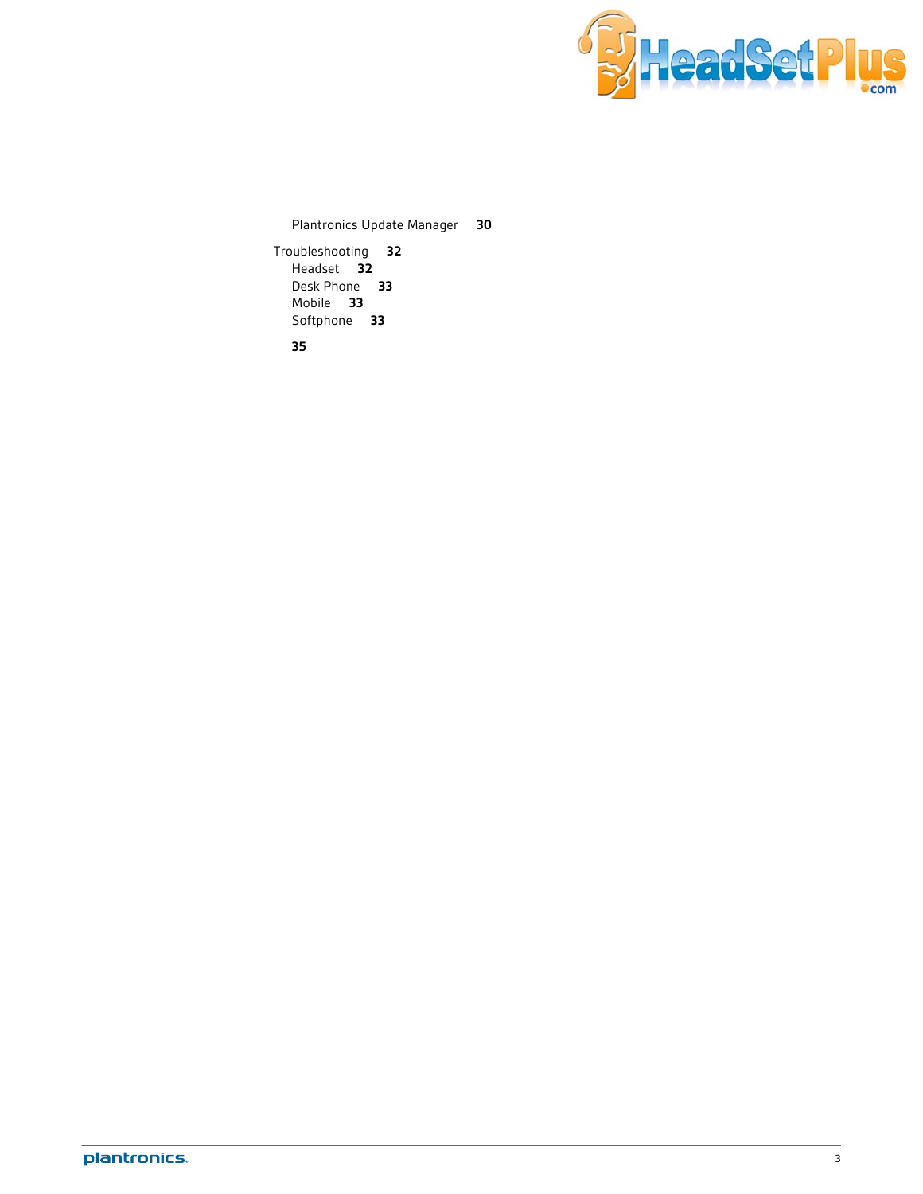- Plantronics Update Manager **30**

Troubleshooting **32**

- Headset **32**
- Desk Phone **33**
- Mobile **33**
- Softphone **33**

**35**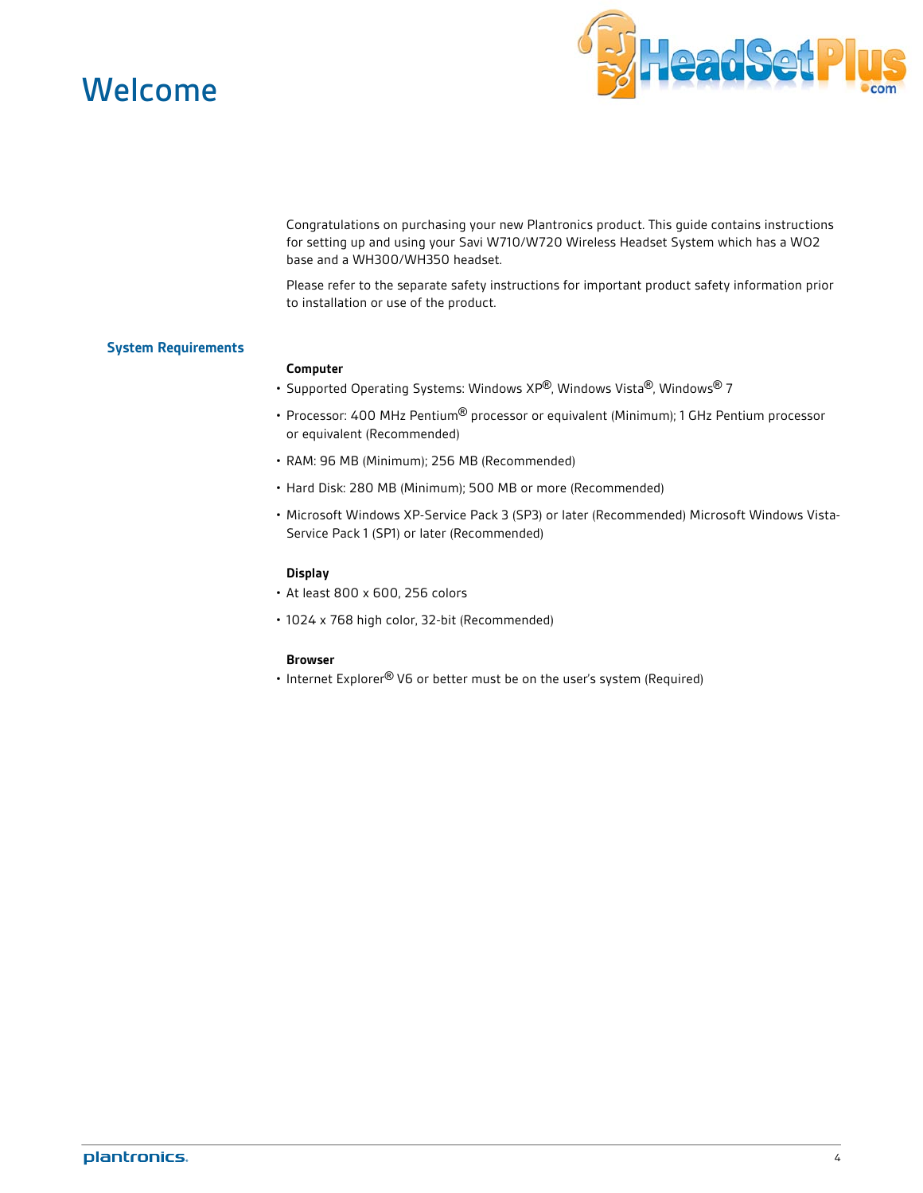# Welcome

Congratulations on purchasing your new Plantronics product. This guide contains instructions for setting up and using your Savi W710/W720 Wireless Headset System which has a WO2 base and a WH300/WH350 headset.

Please refer to the separate safety instructions for important product safety information prior to installation or use of the product.

## System Requirements

**Computer**

- Supported Operating Systems: Windows XP®, Windows Vista®, Windows® 7
- Processor: 400 MHz Pentium® processor or equivalent (Minimum); 1 GHz Pentium processor or equivalent (Recommended)
- RAM: 96 MB (Minimum); 256 MB (Recommended)
- Hard Disk: 280 MB (Minimum); 500 MB or more (Recommended)
- Microsoft Windows XP-Service Pack 3 (SP3) or later (Recommended) Microsoft Windows Vista-Service Pack 1 (SP1) or later (Recommended)

**Display**

- At least 800 x 600, 256 colors
- 1024 x 768 high color, 32-bit (Recommended)

**Browser**

- Internet Explorer® V6 or better must be on the user's system (Required)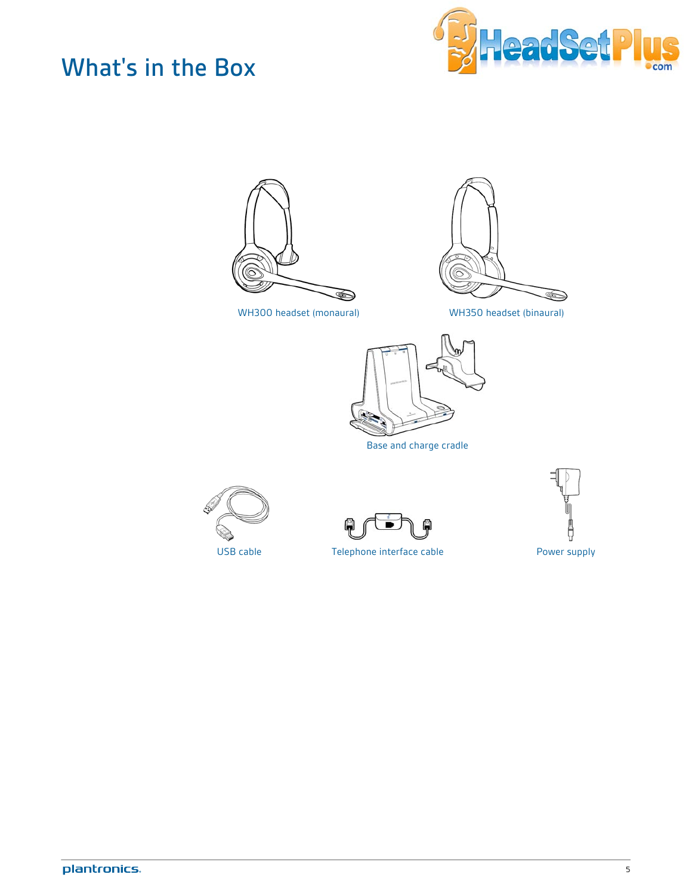# What's in the Box

WH300 headset (monaural)

WH350 headset (binaural)

Base and charge cradle

USB cable

Telephone interface cable

Power supply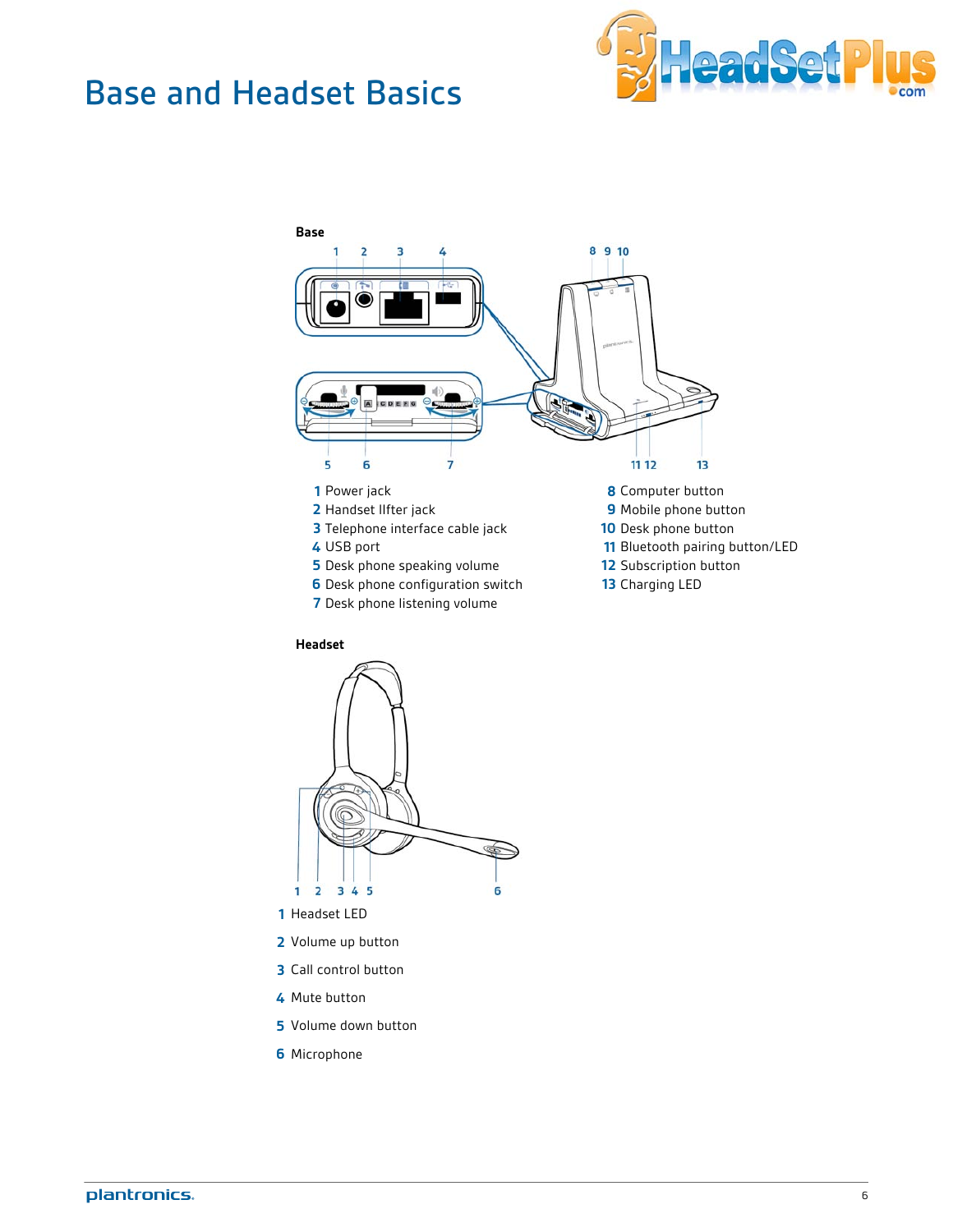# Base and Headset Basics

**Base**

1 Power jack
2 Handset lIfter jack
3 Telephone interface cable jack
4 USB port
5 Desk phone speaking volume
6 Desk phone configuration switch
7 Desk phone listening volume
8 Computer button
9 Mobile phone button
10 Desk phone button
11 Bluetooth pairing button/LED
12 Subscription button
13 Charging LED

**Headset**

1 Headset LED
2 Volume up button
3 Call control button
4 Mute button
5 Volume down button
6 Microphone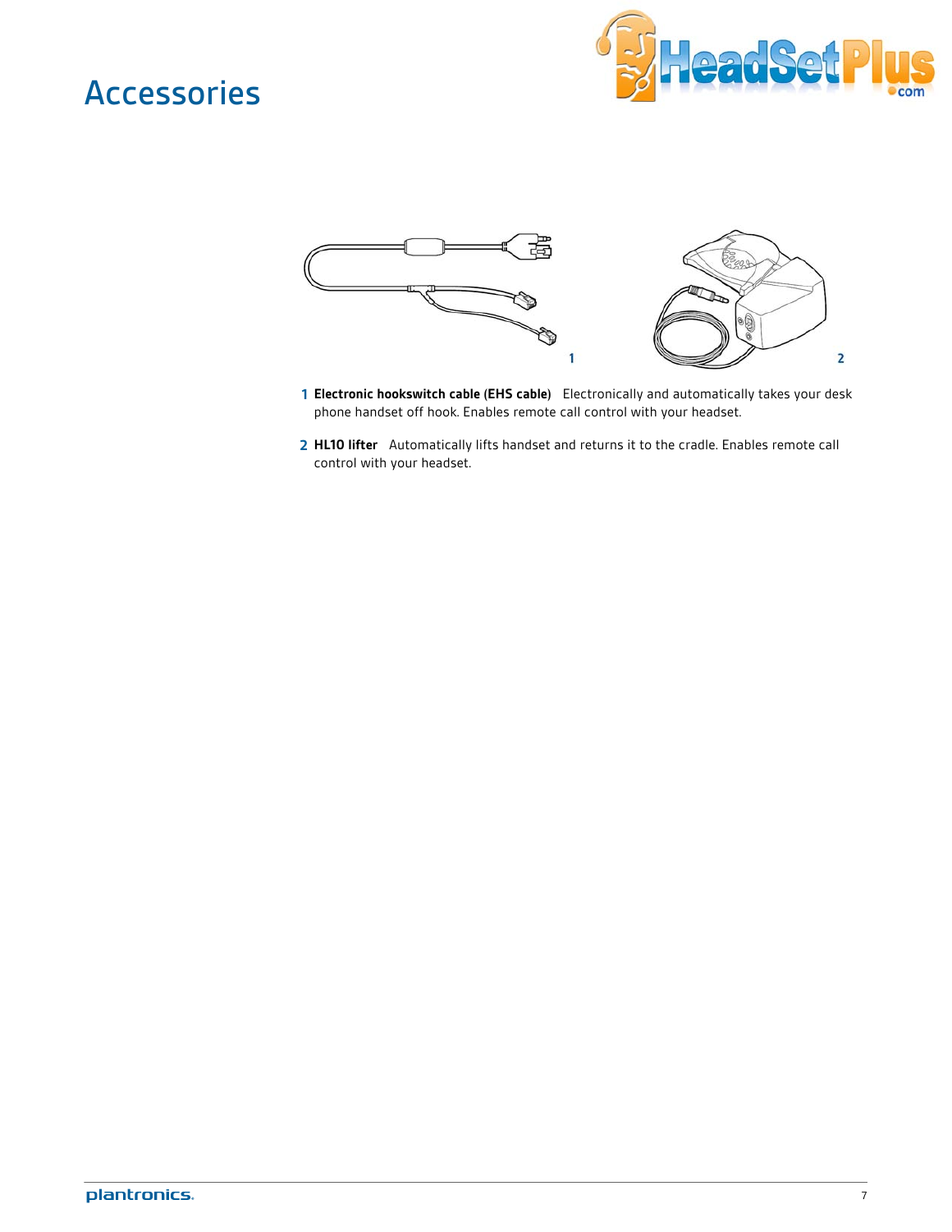# Accessories

1 **Electronic hookswitch cable (EHS cable)** Electronically and automatically takes your desk phone handset off hook. Enables remote call control with your headset.

2 **HL10 lifter** Automatically lifts handset and returns it to the cradle. Enables remote call control with your headset.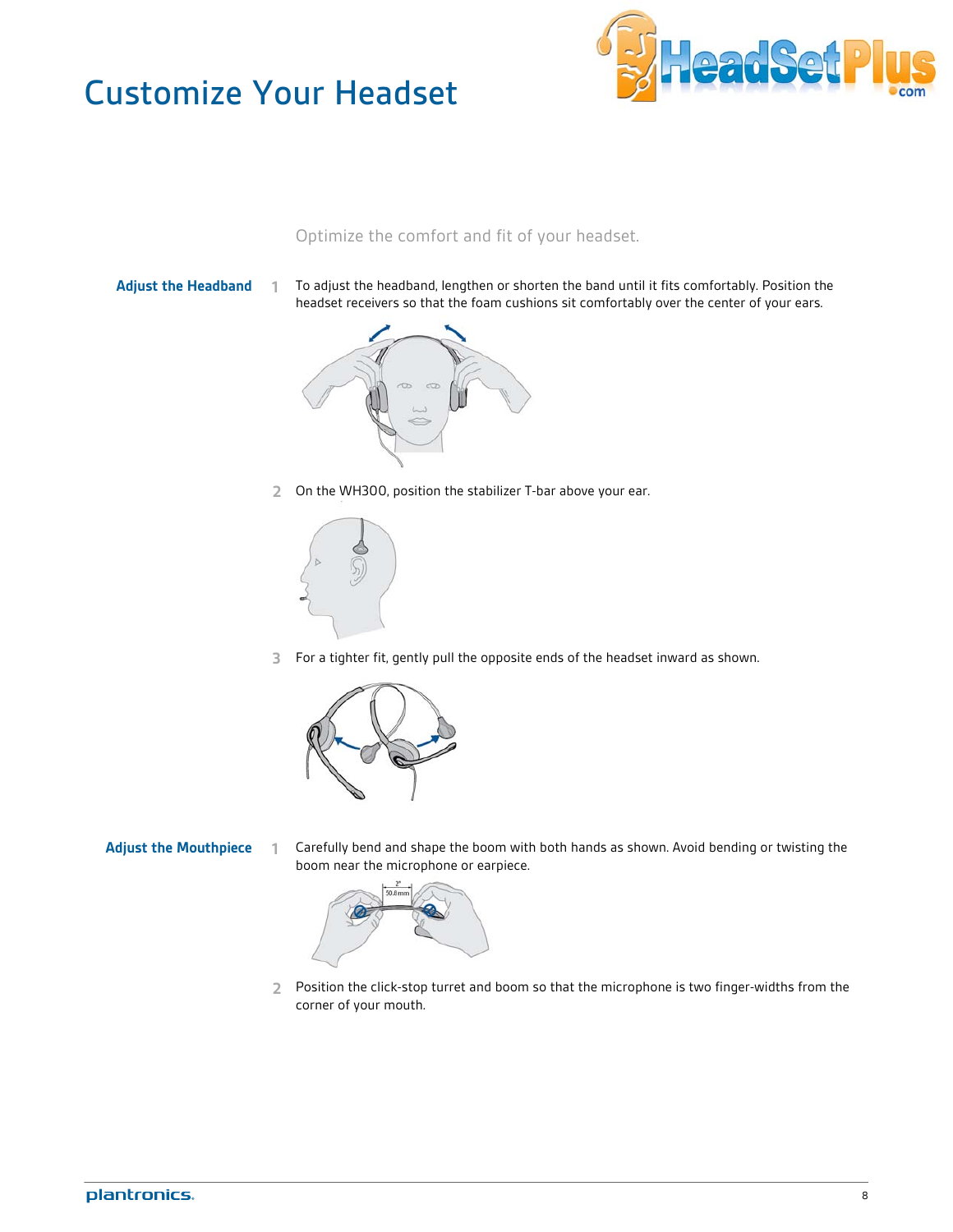# Customize Your Headset

Optimize the comfort and fit of your headset.

## Adjust the Headband

1. To adjust the headband, lengthen or shorten the band until it fits comfortably. Position the headset receivers so that the foam cushions sit comfortably over the center of your ears.

2. On the WH300, position the stabilizer T-bar above your ear.

3. For a tighter fit, gently pull the opposite ends of the headset inward as shown.

## Adjust the Mouthpiece

1. Carefully bend and shape the boom with both hands as shown. Avoid bending or twisting the boom near the microphone or earpiece.

2. Position the click-stop turret and boom so that the microphone is two finger-widths from the corner of your mouth.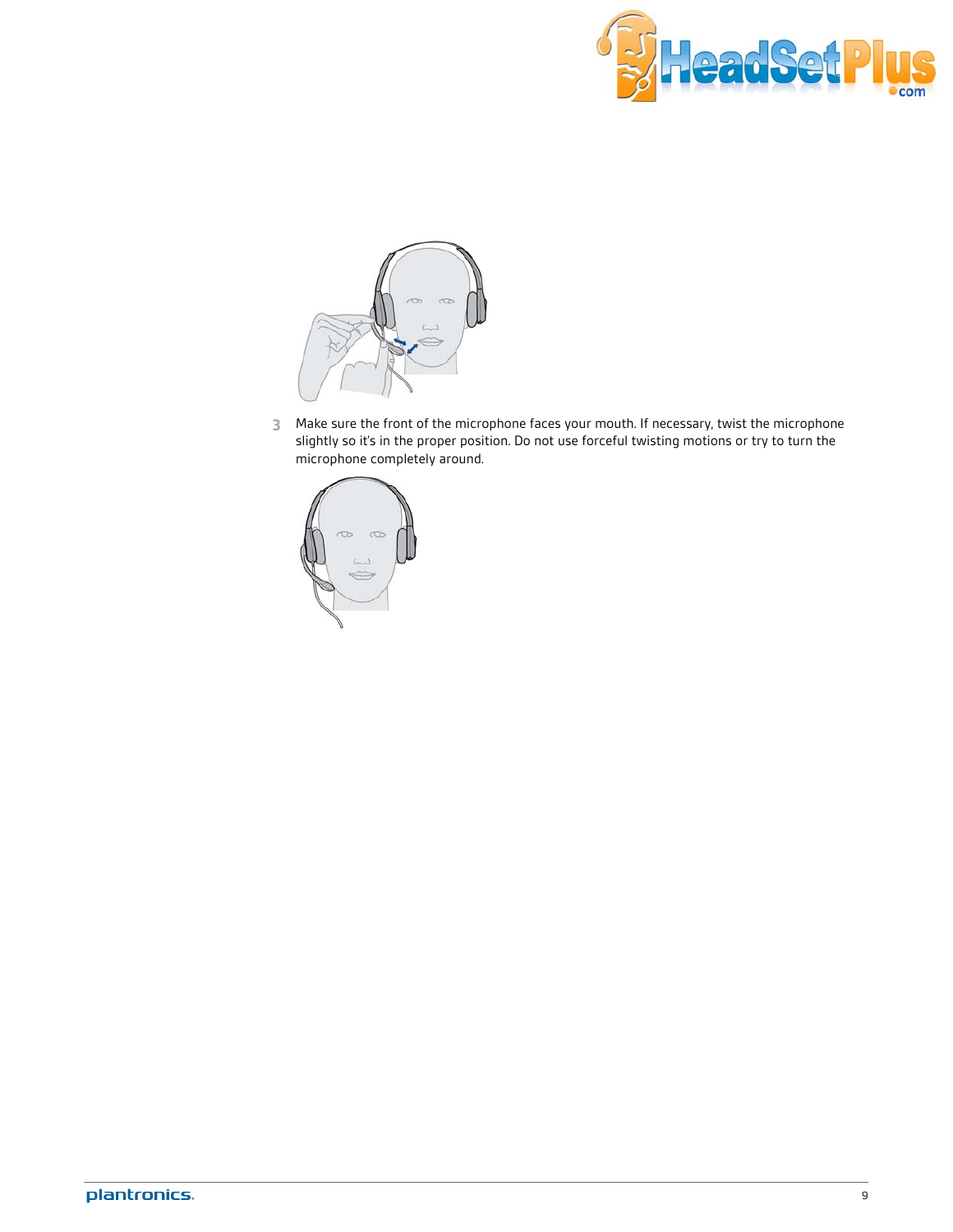3. Make sure the front of the microphone faces your mouth. If necessary, twist the microphone slightly so it's in the proper position. Do not use forceful twisting motions or try to turn the microphone completely around.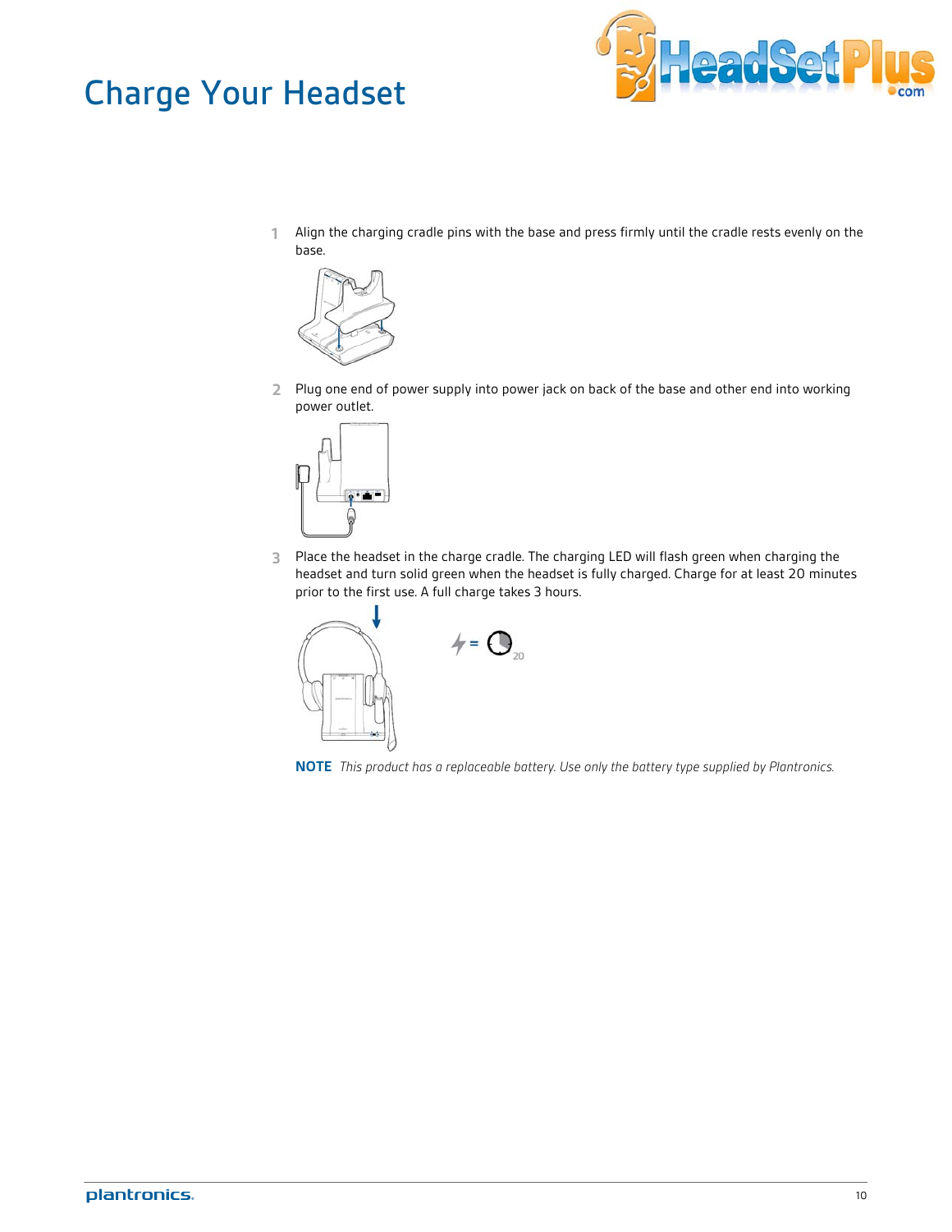# Charge Your Headset

1. Align the charging cradle pins with the base and press firmly until the cradle rests evenly on the base.

2. Plug one end of power supply into power jack on back of the base and other end into working power outlet.

3. Place the headset in the charge cradle. The charging LED will flash green when charging the headset and turn solid green when the headset is fully charged. Charge for at least 20 minutes prior to the first use. A full charge takes 3 hours.

**NOTE** *This product has a replaceable battery. Use only the battery type supplied by Plantronics.*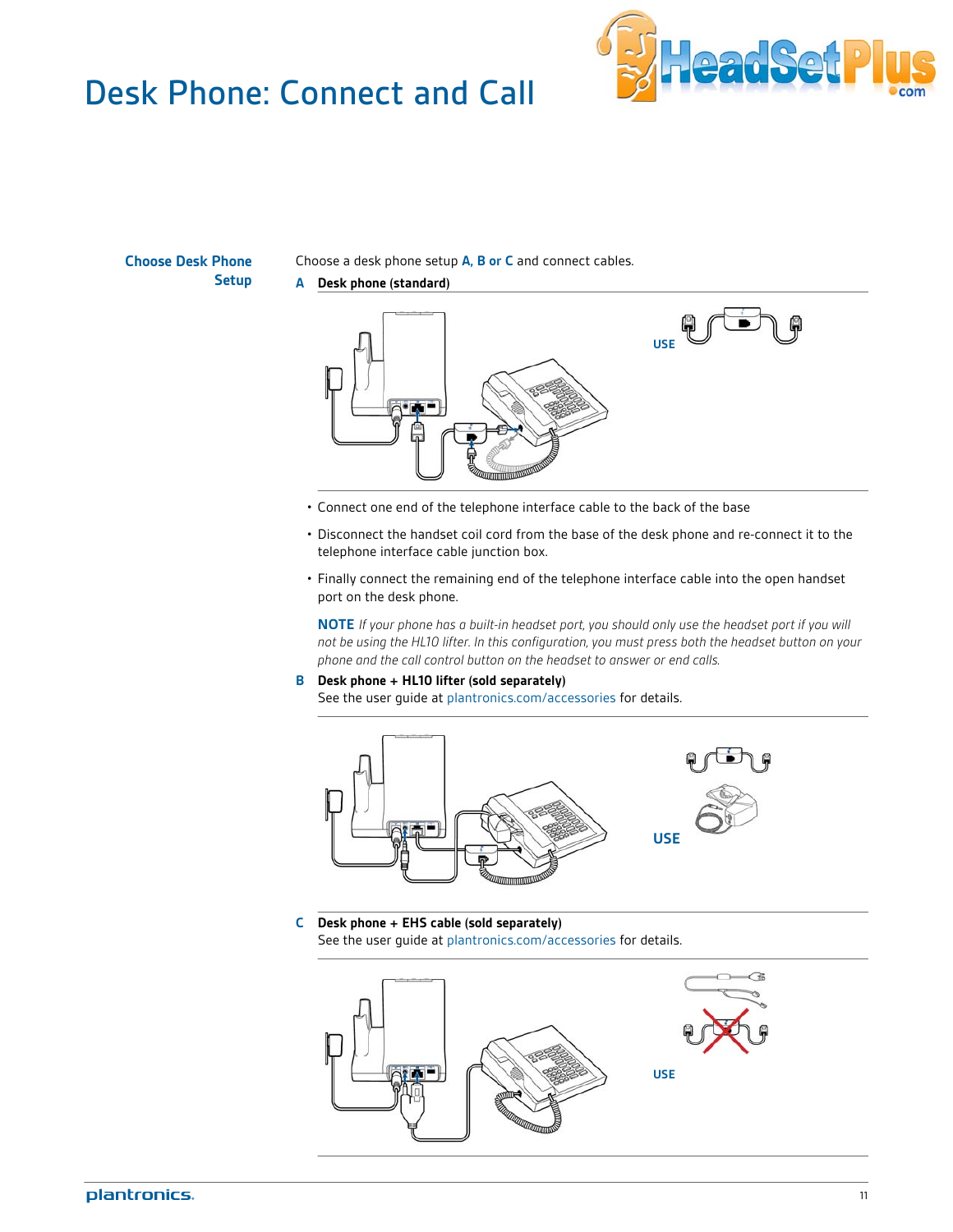# Desk Phone: Connect and Call

## Choose Desk Phone Setup

Choose a desk phone setup **A, B or C** and connect cables.

**A Desk phone (standard)**

USE

- Connect one end of the telephone interface cable to the back of the base
- Disconnect the handset coil cord from the base of the desk phone and re-connect it to the telephone interface cable junction box.
- Finally connect the remaining end of the telephone interface cable into the open handset port on the desk phone.

**NOTE** *If your phone has a built-in headset port, you should only use the headset port if you will not be using the HL10 lifter. In this configuration, you must press both the headset button on your phone and the call control button on the headset to answer or end calls.*

**B Desk phone + HL10 lifter (sold separately)**
See the user guide at plantronics.com/accessories for details.

USE

**C Desk phone + EHS cable (sold separately)**
See the user guide at plantronics.com/accessories for details.

USE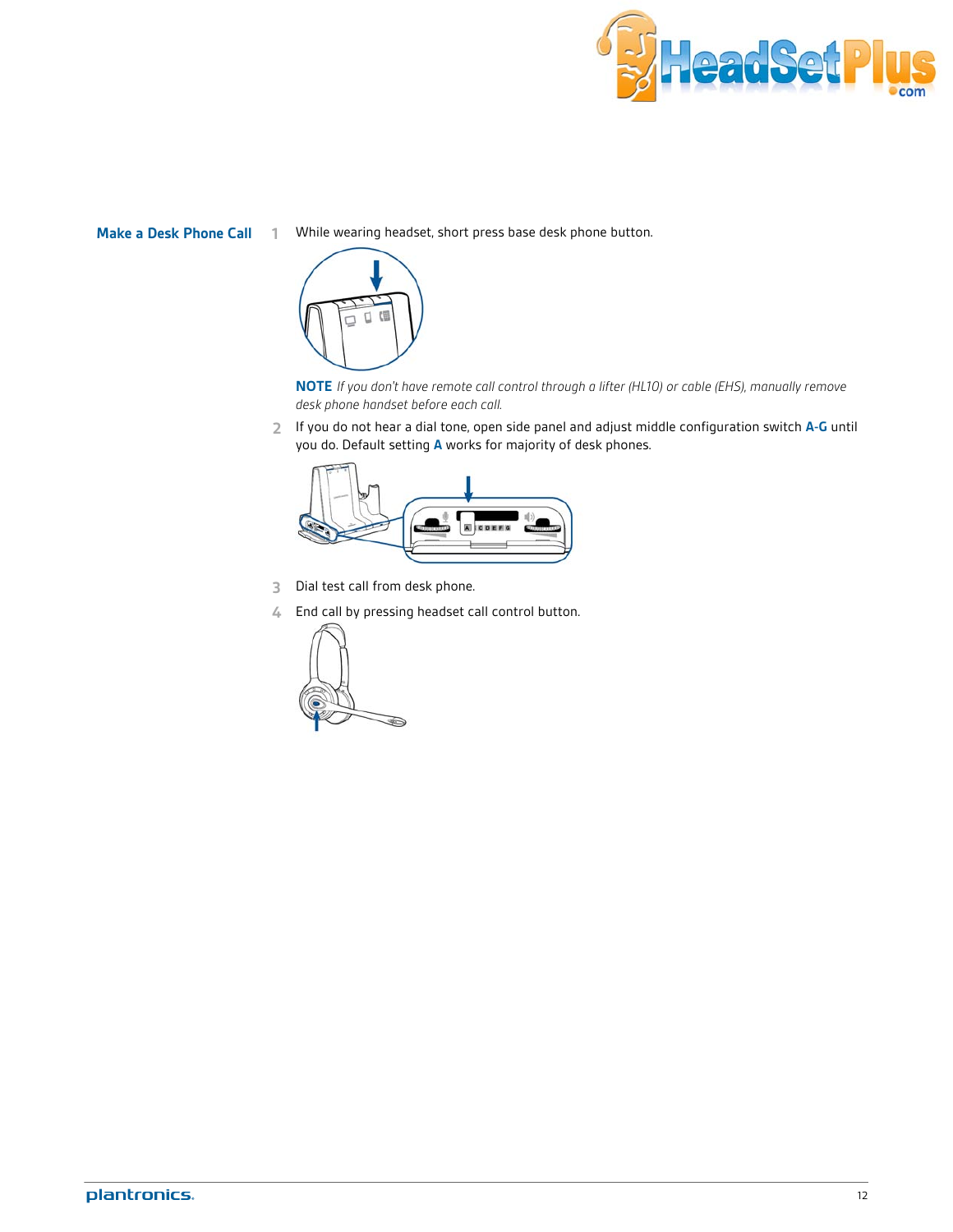## Make a Desk Phone Call

1. While wearing headset, short press base desk phone button.

   **NOTE** *If you don't have remote call control through a lifter (HL10) or cable (EHS), manually remove desk phone handset before each call.*

2. If you do not hear a dial tone, open side panel and adjust middle configuration switch **A-G** until you do. Default setting **A** works for majority of desk phones.

3. Dial test call from desk phone.

4. End call by pressing headset call control button.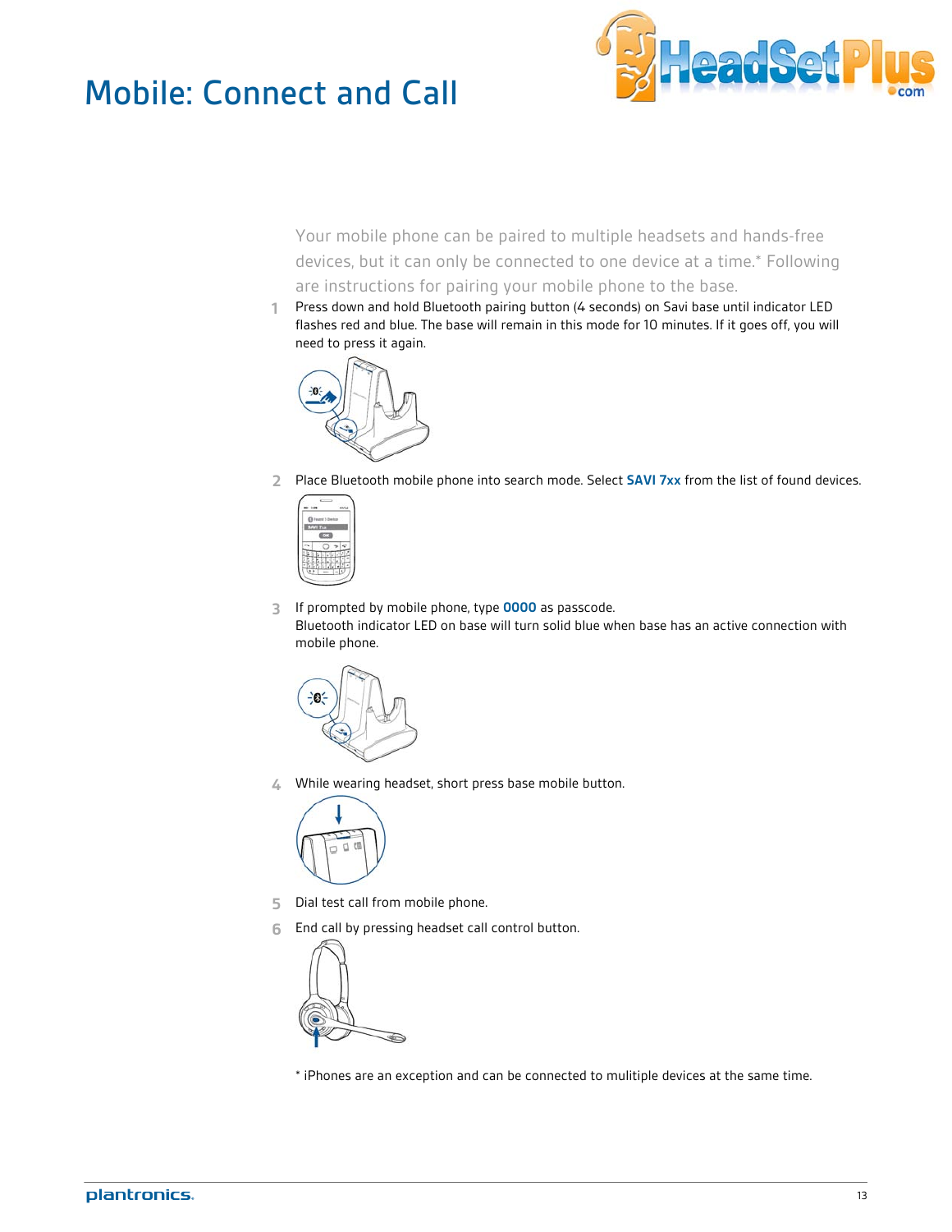# Mobile: Connect and Call

Your mobile phone can be paired to multiple headsets and hands-free devices, but it can only be connected to one device at a time.* Following are instructions for pairing your mobile phone to the base.

1. Press down and hold Bluetooth pairing button (4 seconds) on Savi base until indicator LED flashes red and blue. The base will remain in this mode for 10 minutes. If it goes off, you will need to press it again.
2. Place Bluetooth mobile phone into search mode. Select **SAVI 7xx** from the list of found devices.
3. If prompted by mobile phone, type **0000** as passcode.
   Bluetooth indicator LED on base will turn solid blue when base has an active connection with mobile phone.
4. While wearing headset, short press base mobile button.
5. Dial test call from mobile phone.
6. End call by pressing headset call control button.

* iPhones are an exception and can be connected to mulitiple devices at the same time.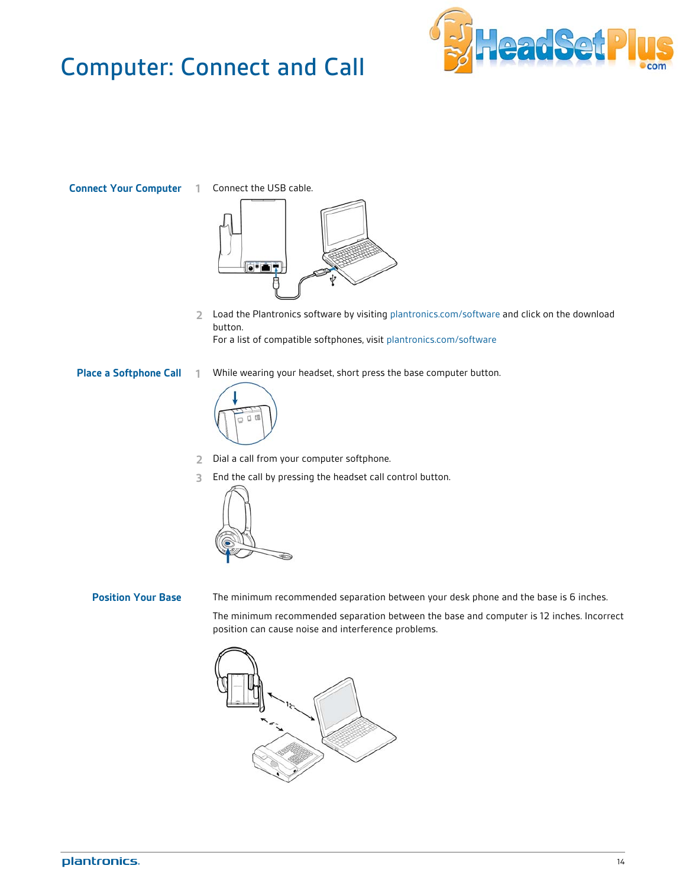# Computer: Connect and Call

## Connect Your Computer

1. Connect the USB cable.
2. Load the Plantronics software by visiting plantronics.com/software and click on the download button.
   For a list of compatible softphones, visit plantronics.com/software

## Place a Softphone Call

1. While wearing your headset, short press the base computer button.
2. Dial a call from your computer softphone.
3. End the call by pressing the headset call control button.

## Position Your Base

The minimum recommended separation between your desk phone and the base is 6 inches.

The minimum recommended separation between the base and computer is 12 inches. Incorrect position can cause noise and interference problems.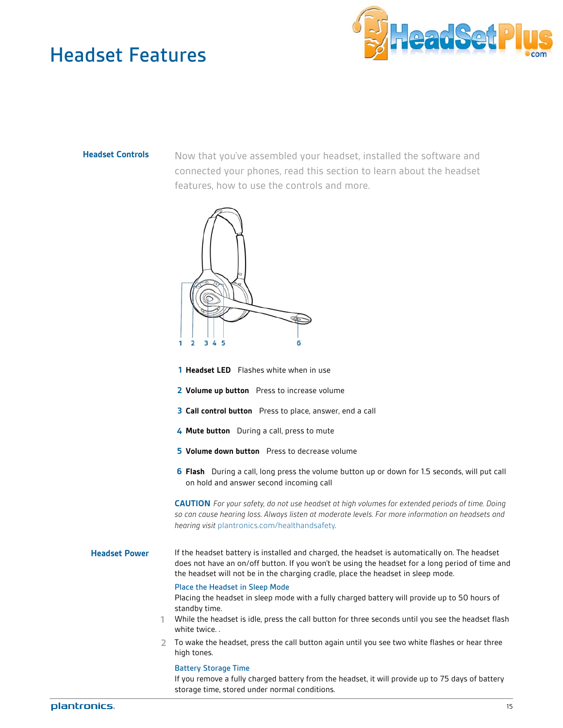# Headset Features

## Headset Controls

Now that you've assembled your headset, installed the software and connected your phones, read this section to learn about the headset features, how to use the controls and more.

1 **Headset LED** Flashes white when in use

2 **Volume up button** Press to increase volume

3 **Call control button** Press to place, answer, end a call

4 **Mute button** During a call, press to mute

5 **Volume down button** Press to decrease volume

6 **Flash** During a call, long press the volume button up or down for 1.5 seconds, will put call on hold and answer second incoming call

**CAUTION** *For your safety, do not use headset at high volumes for extended periods of time. Doing so can cause hearing loss. Always listen at moderate levels. For more information on headsets and hearing visit* plantronics.com/healthandsafety.

## Headset Power

If the headset battery is installed and charged, the headset is automatically on. The headset does not have an on/off button. If you won't be using the headset for a long period of time and the headset will not be in the charging cradle, place the headset in sleep mode.

### Place the Headset in Sleep Mode

Placing the headset in sleep mode with a fully charged battery will provide up to 50 hours of standby time.

1. While the headset is idle, press the call button for three seconds until you see the headset flash white twice. .
2. To wake the headset, press the call button again until you see two white flashes or hear three high tones.

### Battery Storage Time

If you remove a fully charged battery from the headset, it will provide up to 75 days of battery storage time, stored under normal conditions.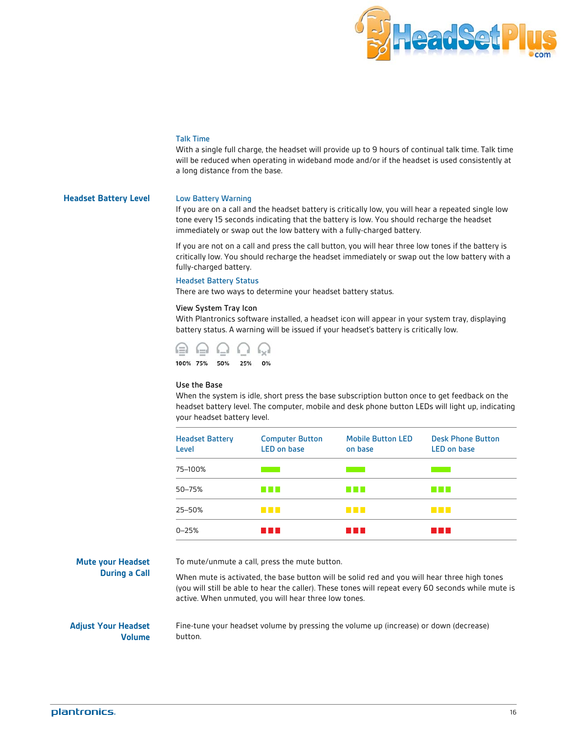### Talk Time

With a single full charge, the headset will provide up to 9 hours of continual talk time. Talk time will be reduced when operating in wideband mode and/or if the headset is used consistently at a long distance from the base.

## Headset Battery Level

### Low Battery Warning

If you are on a call and the headset battery is critically low, you will hear a repeated single low tone every 15 seconds indicating that the battery is low. You should recharge the headset immediately or swap out the low battery with a fully-charged battery.

If you are not on a call and press the call button, you will hear three low tones if the battery is critically low. You should recharge the headset immediately or swap out the low battery with a fully-charged battery.

### Headset Battery Status

There are two ways to determine your headset battery status.

**View System Tray Icon**

With Plantronics software installed, a headset icon will appear in your system tray, displaying battery status. A warning will be issued if your headset's battery is critically low.

100% 75% 50% 25% 0%

**Use the Base**

When the system is idle, short press the base subscription button once to get feedback on the headset battery level. The computer, mobile and desk phone button LEDs will light up, indicating your headset battery level.

| Headset Battery Level | Computer Button LED on base | Mobile Button LED on base | Desk Phone Button LED on base |
|---|---|---|---|
| 75–100% | Solid green | Solid green | Solid green |
| 50–75% | Flashing green | Flashing green | Flashing green |
| 25–50% | Flashing yellow | Flashing yellow | Flashing yellow |
| 0–25% | Flashing red | Flashing red | Flashing red |

## Mute your Headset During a Call

To mute/unmute a call, press the mute button.

When mute is activated, the base button will be solid red and you will hear three high tones (you will still be able to hear the caller). These tones will repeat every 60 seconds while mute is active. When unmuted, you will hear three low tones.

## Adjust Your Headset Volume

Fine-tune your headset volume by pressing the volume up (increase) or down (decrease) button.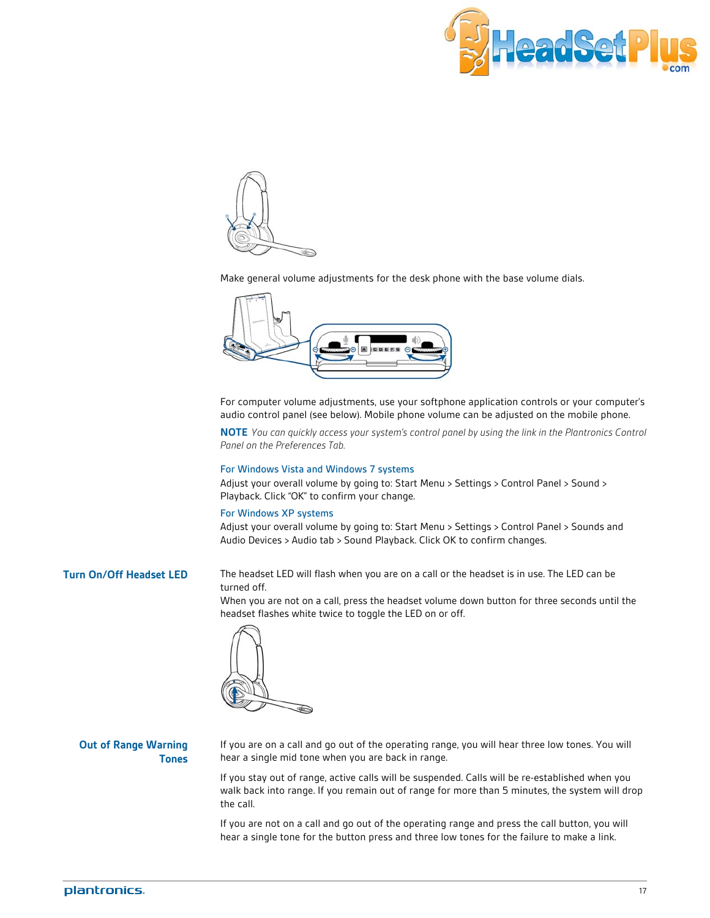Make general volume adjustments for the desk phone with the base volume dials.

For computer volume adjustments, use your softphone application controls or your computer's audio control panel (see below). Mobile phone volume can be adjusted on the mobile phone.

**NOTE** *You can quickly access your system's control panel by using the link in the Plantronics Control Panel on the Preferences Tab.*

### For Windows Vista and Windows 7 systems

Adjust your overall volume by going to: Start Menu > Settings > Control Panel > Sound > Playback. Click "OK" to confirm your change.

### For Windows XP systems

Adjust your overall volume by going to: Start Menu > Settings > Control Panel > Sounds and Audio Devices > Audio tab > Sound Playback. Click OK to confirm changes.

## Turn On/Off Headset LED

The headset LED will flash when you are on a call or the headset is in use. The LED can be turned off.
When you are not on a call, press the headset volume down button for three seconds until the headset flashes white twice to toggle the LED on or off.

## Out of Range Warning Tones

If you are on a call and go out of the operating range, you will hear three low tones. You will hear a single mid tone when you are back in range.

If you stay out of range, active calls will be suspended. Calls will be re-established when you walk back into range. If you remain out of range for more than 5 minutes, the system will drop the call.

If you are not on a call and go out of the operating range and press the call button, you will hear a single tone for the button press and three low tones for the failure to make a link.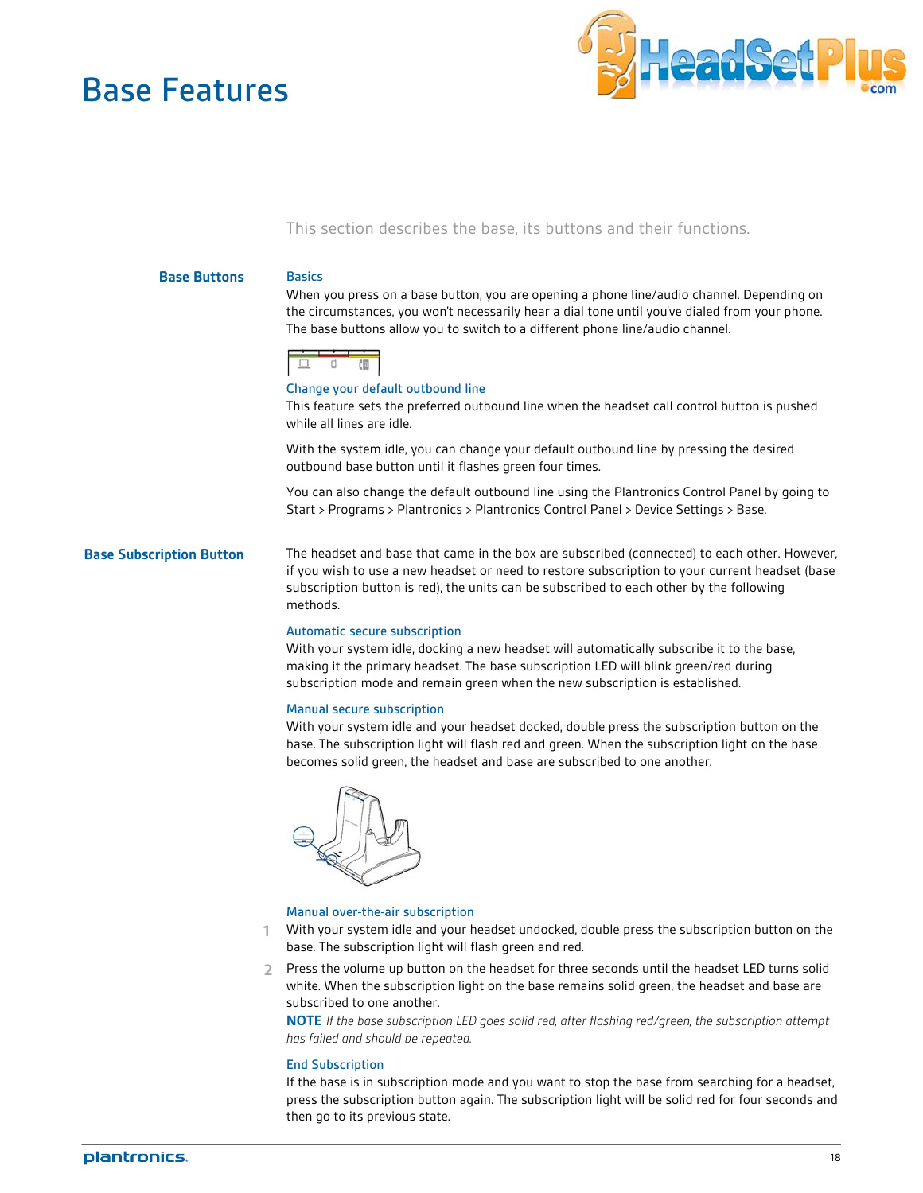# Base Features

This section describes the base, its buttons and their functions.

## Base Buttons

### Basics

When you press on a base button, you are opening a phone line/audio channel. Depending on the circumstances, you won't necessarily hear a dial tone until you've dialed from your phone. The base buttons allow you to switch to a different phone line/audio channel.

### Change your default outbound line

This feature sets the preferred outbound line when the headset call control button is pushed while all lines are idle.

With the system idle, you can change your default outbound line by pressing the desired outbound base button until it flashes green four times.

You can also change the default outbound line using the Plantronics Control Panel by going to Start > Programs > Plantronics > Plantronics Control Panel > Device Settings > Base.

## Base Subscription Button

The headset and base that came in the box are subscribed (connected) to each other. However, if you wish to use a new headset or need to restore subscription to your current headset (base subscription button is red), the units can be subscribed to each other by the following methods.

### Automatic secure subscription

With your system idle, docking a new headset will automatically subscribe it to the base, making it the primary headset. The base subscription LED will blink green/red during subscription mode and remain green when the new subscription is established.

### Manual secure subscription

With your system idle and your headset docked, double press the subscription button on the base. The subscription light will flash red and green. When the subscription light on the base becomes solid green, the headset and base are subscribed to one another.

### Manual over-the-air subscription

1. With your system idle and your headset undocked, double press the subscription button on the base. The subscription light will flash green and red.
2. Press the volume up button on the headset for three seconds until the headset LED turns solid white. When the subscription light on the base remains solid green, the headset and base are subscribed to one another.

   **NOTE** *If the base subscription LED goes solid red, after flashing red/green, the subscription attempt has failed and should be repeated.*

### End Subscription

If the base is in subscription mode and you want to stop the base from searching for a headset, press the subscription button again. The subscription light will be solid red for four seconds and then go to its previous state.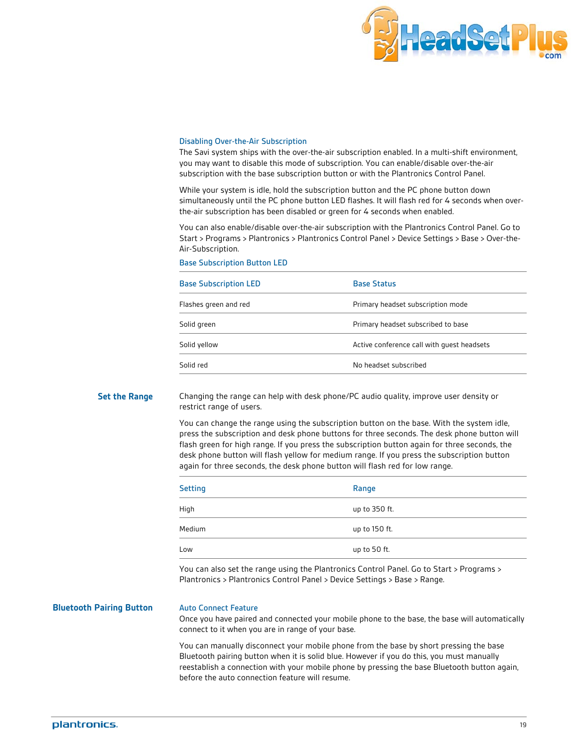### Disabling Over-the-Air Subscription

The Savi system ships with the over-the-air subscription enabled. In a multi-shift environment, you may want to disable this mode of subscription. You can enable/disable over-the-air subscription with the base subscription button or with the Plantronics Control Panel.

While your system is idle, hold the subscription button and the PC phone button down simultaneously until the PC phone button LED flashes. It will flash red for 4 seconds when over-the-air subscription has been disabled or green for 4 seconds when enabled.

You can also enable/disable over-the-air subscription with the Plantronics Control Panel. Go to Start > Programs > Plantronics > Plantronics Control Panel > Device Settings > Base > Over-the-Air-Subscription.

### Base Subscription Button LED

| Base Subscription LED | Base Status |
|---|---|
| Flashes green and red | Primary headset subscription mode |
| Solid green | Primary headset subscribed to base |
| Solid yellow | Active conference call with guest headsets |
| Solid red | No headset subscribed |

## Set the Range

Changing the range can help with desk phone/PC audio quality, improve user density or restrict range of users.

You can change the range using the subscription button on the base. With the system idle, press the subscription and desk phone buttons for three seconds. The desk phone button will flash green for high range. If you press the subscription button again for three seconds, the desk phone button will flash yellow for medium range. If you press the subscription button again for three seconds, the desk phone button will flash red for low range.

| Setting | Range |
|---|---|
| High | up to 350 ft. |
| Medium | up to 150 ft. |
| Low | up to 50 ft. |

You can also set the range using the Plantronics Control Panel. Go to Start > Programs > Plantronics > Plantronics Control Panel > Device Settings > Base > Range.

## Bluetooth Pairing Button

### Auto Connect Feature

Once you have paired and connected your mobile phone to the base, the base will automatically connect to it when you are in range of your base.

You can manually disconnect your mobile phone from the base by short pressing the base Bluetooth pairing button when it is solid blue. However if you do this, you must manually reestablish a connection with your mobile phone by pressing the base Bluetooth button again, before the auto connection feature will resume.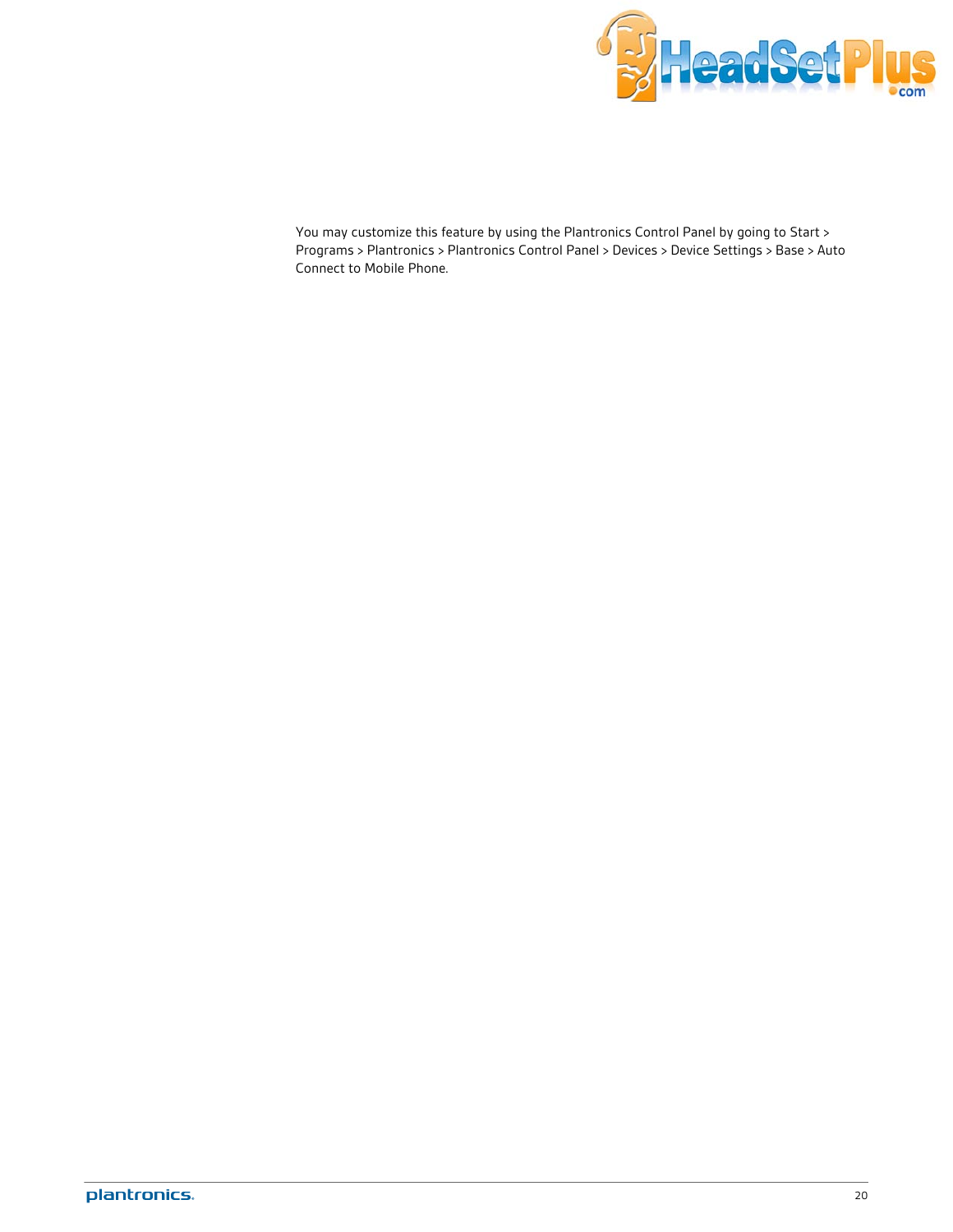You may customize this feature by using the Plantronics Control Panel by going to Start > Programs > Plantronics > Plantronics Control Panel > Devices > Device Settings > Base > Auto Connect to Mobile Phone.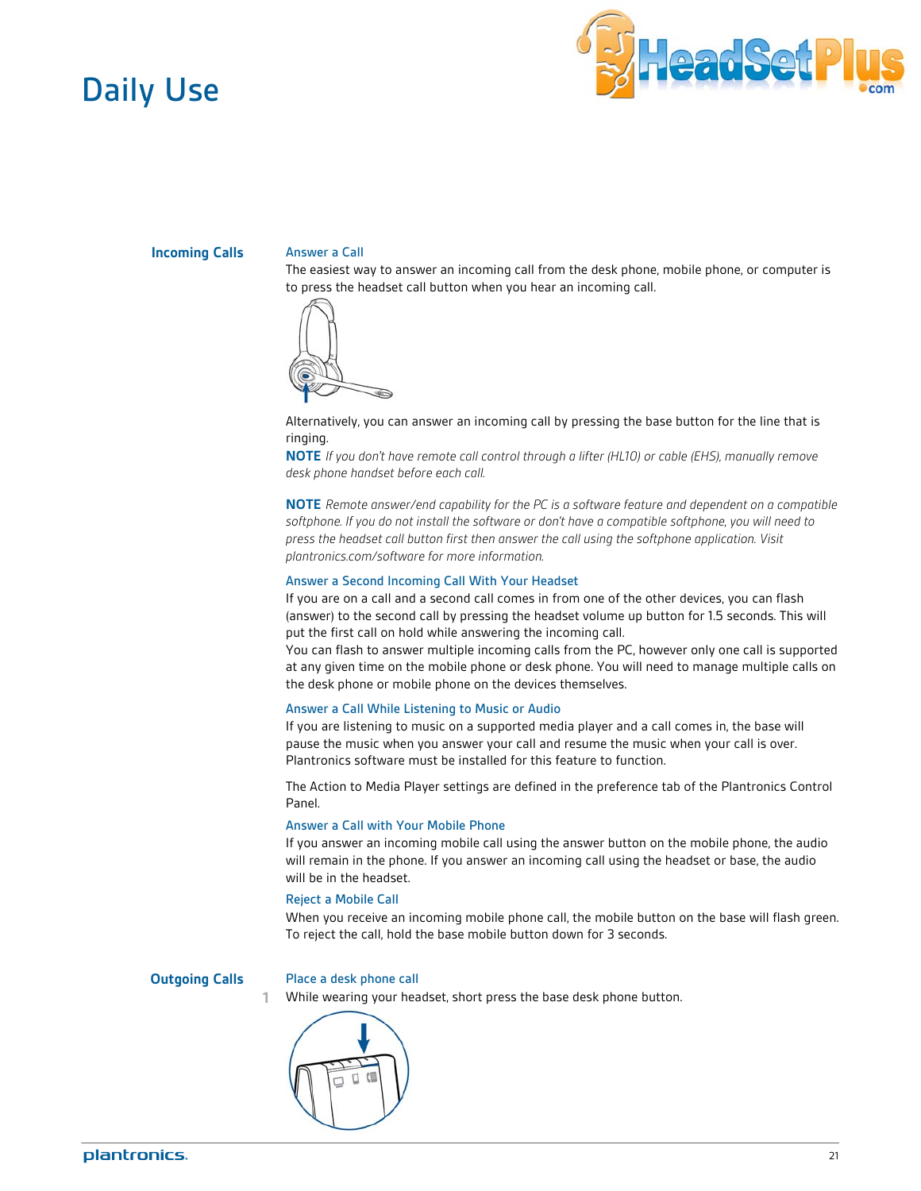# Daily Use

## Incoming Calls

### Answer a Call

The easiest way to answer an incoming call from the desk phone, mobile phone, or computer is to press the headset call button when you hear an incoming call.

Alternatively, you can answer an incoming call by pressing the base button for the line that is ringing.

**NOTE** *If you don't have remote call control through a lifter (HL10) or cable (EHS), manually remove desk phone handset before each call.*

**NOTE** *Remote answer/end capability for the PC is a software feature and dependent on a compatible softphone. If you do not install the software or don't have a compatible softphone, you will need to press the headset call button first then answer the call using the softphone application. Visit plantronics.com/software for more information.*

### Answer a Second Incoming Call With Your Headset

If you are on a call and a second call comes in from one of the other devices, you can flash (answer) to the second call by pressing the headset volume up button for 1.5 seconds. This will put the first call on hold while answering the incoming call.

You can flash to answer multiple incoming calls from the PC, however only one call is supported at any given time on the mobile phone or desk phone. You will need to manage multiple calls on the desk phone or mobile phone on the devices themselves.

### Answer a Call While Listening to Music or Audio

If you are listening to music on a supported media player and a call comes in, the base will pause the music when you answer your call and resume the music when your call is over. Plantronics software must be installed for this feature to function.

The Action to Media Player settings are defined in the preference tab of the Plantronics Control Panel.

### Answer a Call with Your Mobile Phone

If you answer an incoming mobile call using the answer button on the mobile phone, the audio will remain in the phone. If you answer an incoming call using the headset or base, the audio will be in the headset.

### Reject a Mobile Call

When you receive an incoming mobile phone call, the mobile button on the base will flash green. To reject the call, hold the base mobile button down for 3 seconds.

## Outgoing Calls

### Place a desk phone call

1. While wearing your headset, short press the base desk phone button.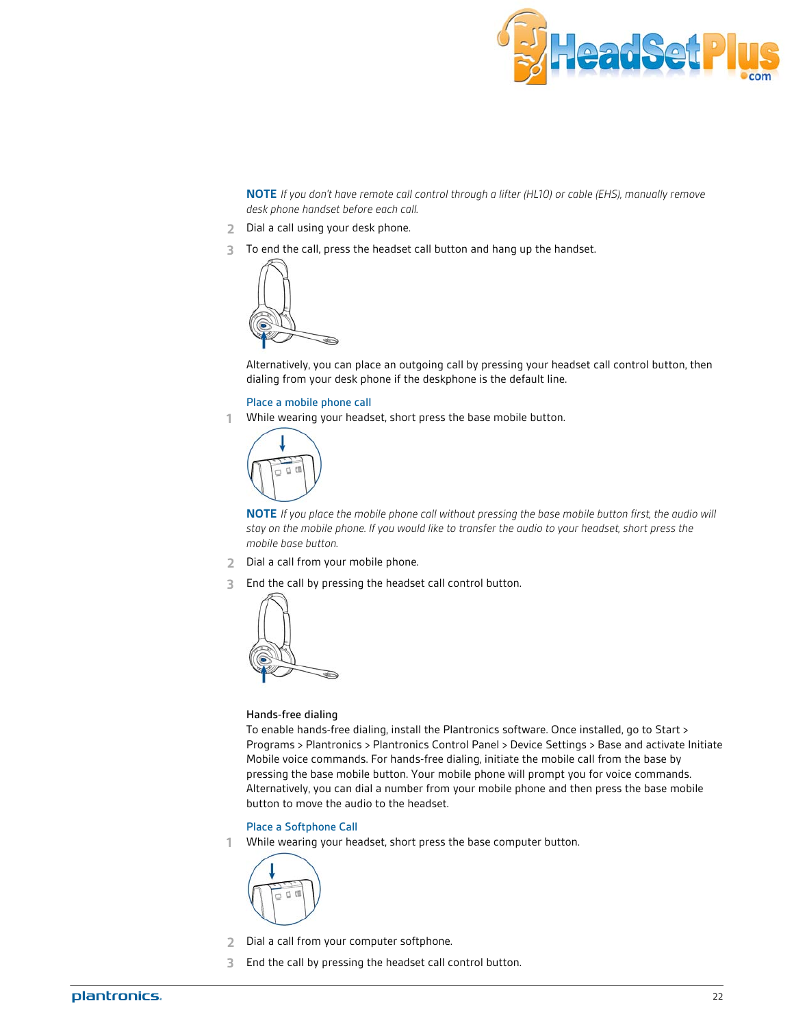**NOTE** *If you don't have remote call control through a lifter (HL10) or cable (EHS), manually remove desk phone handset before each call.*

2. Dial a call using your desk phone.
3. To end the call, press the headset call button and hang up the handset.

Alternatively, you can place an outgoing call by pressing your headset call control button, then dialing from your desk phone if the deskphone is the default line.

### Place a mobile phone call

1. While wearing your headset, short press the base mobile button.

**NOTE** *If you place the mobile phone call without pressing the base mobile button first, the audio will stay on the mobile phone. If you would like to transfer the audio to your headset, short press the mobile base button.*

2. Dial a call from your mobile phone.
3. End the call by pressing the headset call control button.

#### Hands-free dialing

To enable hands-free dialing, install the Plantronics software. Once installed, go to Start > Programs > Plantronics > Plantronics Control Panel > Device Settings > Base and activate Initiate Mobile voice commands. For hands-free dialing, initiate the mobile call from the base by pressing the base mobile button. Your mobile phone will prompt you for voice commands. Alternatively, you can dial a number from your mobile phone and then press the base mobile button to move the audio to the headset.

### Place a Softphone Call

1. While wearing your headset, short press the base computer button.
2. Dial a call from your computer softphone.
3. End the call by pressing the headset call control button.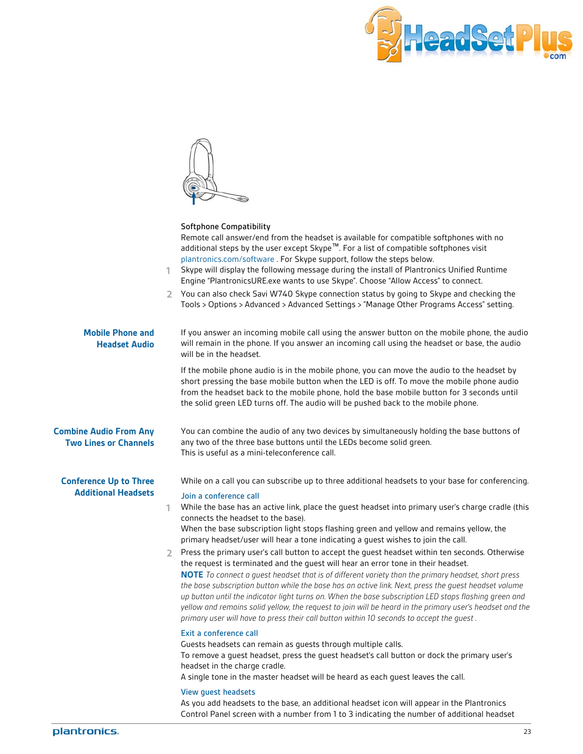**Softphone Compatibility**

Remote call answer/end from the headset is available for compatible softphones with no additional steps by the user except Skype™. For a list of compatible softphones visit plantronics.com/software . For Skype support, follow the steps below.

1. Skype will display the following message during the install of Plantronics Unified Runtime Engine "PlantronicsURE.exe wants to use Skype". Choose "Allow Access" to connect.
2. You can also check Savi W740 Skype connection status by going to Skype and checking the Tools > Options > Advanced > Advanced Settings > "Manage Other Programs Access" setting.

## Mobile Phone and Headset Audio

If you answer an incoming mobile call using the answer button on the mobile phone, the audio will remain in the phone. If you answer an incoming call using the headset or base, the audio will be in the headset.

If the mobile phone audio is in the mobile phone, you can move the audio to the headset by short pressing the base mobile button when the LED is off. To move the mobile phone audio from the headset back to the mobile phone, hold the base mobile button for 3 seconds until the solid green LED turns off. The audio will be pushed back to the mobile phone.

## Combine Audio From Any Two Lines or Channels

You can combine the audio of any two devices by simultaneously holding the base buttons of any two of the three base buttons until the LEDs become solid green.
This is useful as a mini-teleconference call.

## Conference Up to Three Additional Headsets

While on a call you can subscribe up to three additional headsets to your base for conferencing.

### Join a conference call

1. While the base has an active link, place the guest headset into primary user's charge cradle (this connects the headset to the base).
   When the base subscription light stops flashing green and yellow and remains yellow, the primary headset/user will hear a tone indicating a guest wishes to join the call.
2. Press the primary user's call button to accept the guest headset within ten seconds. Otherwise the request is terminated and the guest will hear an error tone in their headset.
   **NOTE** *To connect a guest headset that is of different variety than the primary headset, short press the base subscription button while the base has an active link. Next, press the guest headset volume up button until the indicator light turns on. When the base subscription LED stops flashing green and yellow and remains solid yellow, the request to join will be heard in the primary user's headset and the primary user will have to press their call button within 10 seconds to accept the guest .*

### Exit a conference call

Guests headsets can remain as guests through multiple calls.
To remove a guest headset, press the guest headset's call button or dock the primary user's headset in the charge cradle.
A single tone in the master headset will be heard as each guest leaves the call.

### View guest headsets

As you add headsets to the base, an additional headset icon will appear in the Plantronics Control Panel screen with a number from 1 to 3 indicating the number of additional headset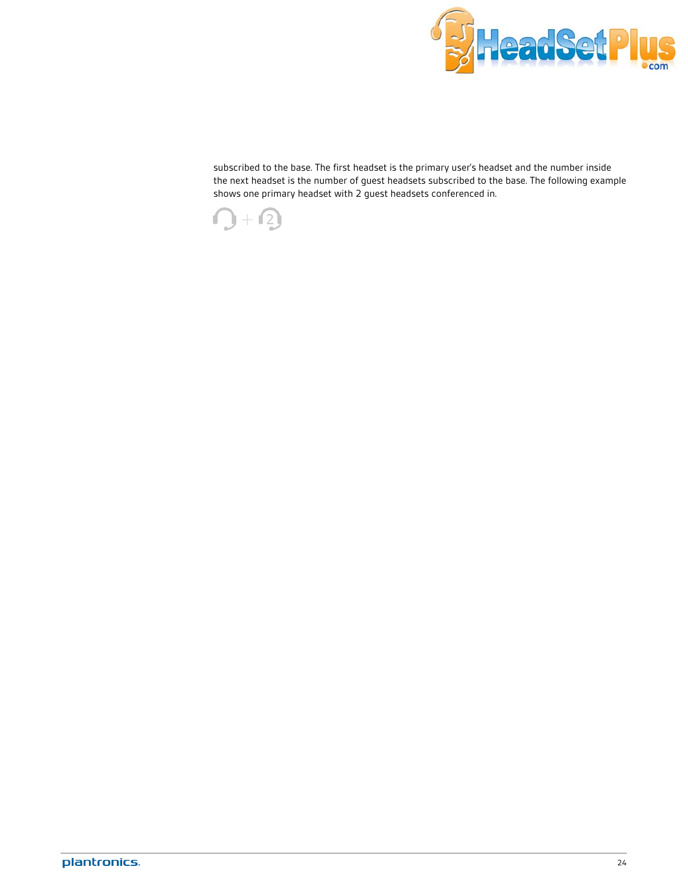subscribed to the base. The first headset is the primary user's headset and the number inside the next headset is the number of guest headsets subscribed to the base. The following example shows one primary headset with 2 guest headsets conferenced in.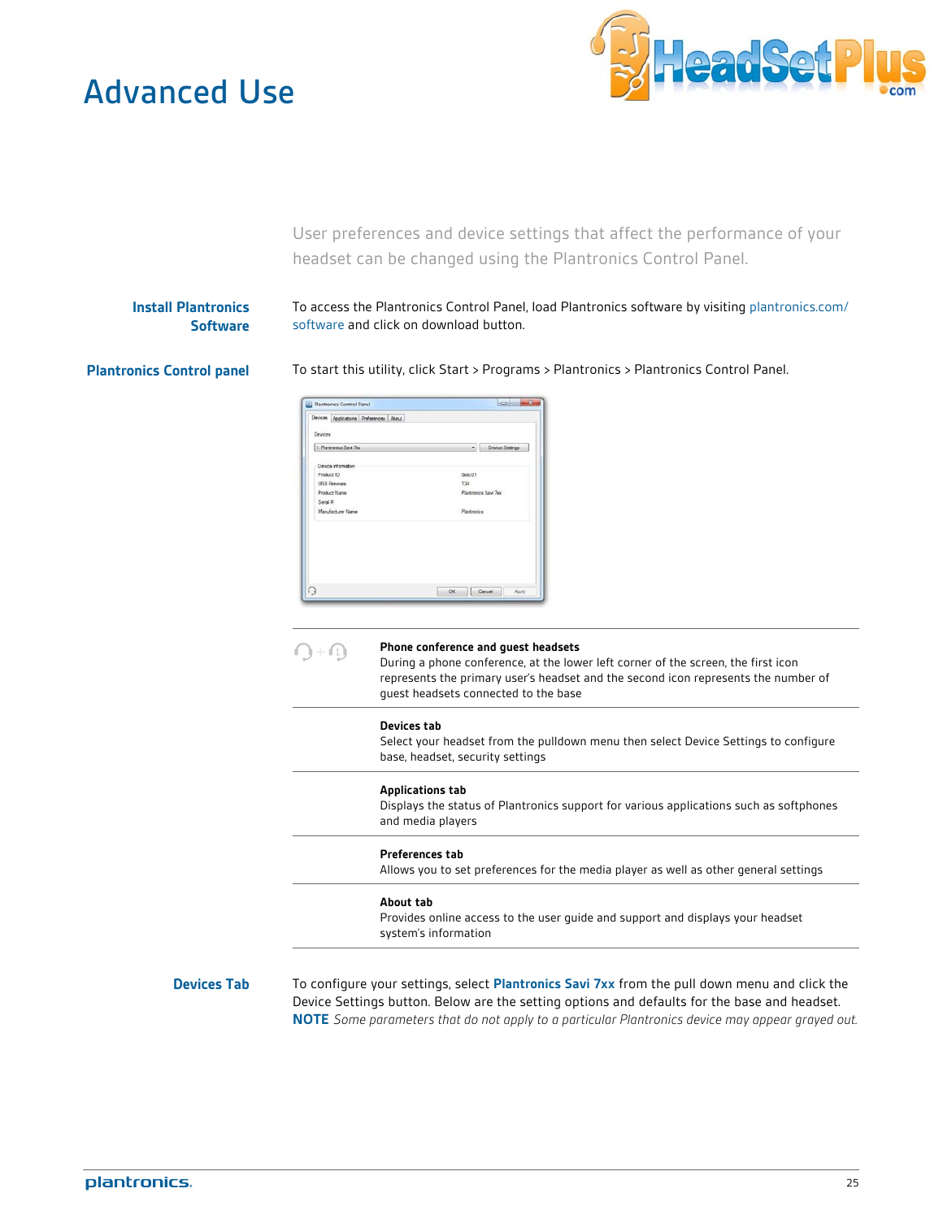# Advanced Use

User preferences and device settings that affect the performance of your headset can be changed using the Plantronics Control Panel.

## Install Plantronics Software

To access the Plantronics Control Panel, load Plantronics software by visiting plantronics.com/software and click on download button.

## Plantronics Control panel

To start this utility, click Start > Programs > Plantronics > Plantronics Control Panel.

**Phone conference and guest headsets**
During a phone conference, at the lower left corner of the screen, the first icon represents the primary user's headset and the second icon represents the number of guest headsets connected to the base

**Devices tab**
Select your headset from the pulldown menu then select Device Settings to configure base, headset, security settings

**Applications tab**
Displays the status of Plantronics support for various applications such as softphones and media players

**Preferences tab**
Allows you to set preferences for the media player as well as other general settings

**About tab**
Provides online access to the user guide and support and displays your headset system's information

## Devices Tab

To configure your settings, select **Plantronics Savi 7xx** from the pull down menu and click the Device Settings button. Below are the setting options and defaults for the base and headset.
**NOTE** *Some parameters that do not apply to a particular Plantronics device may appear grayed out.*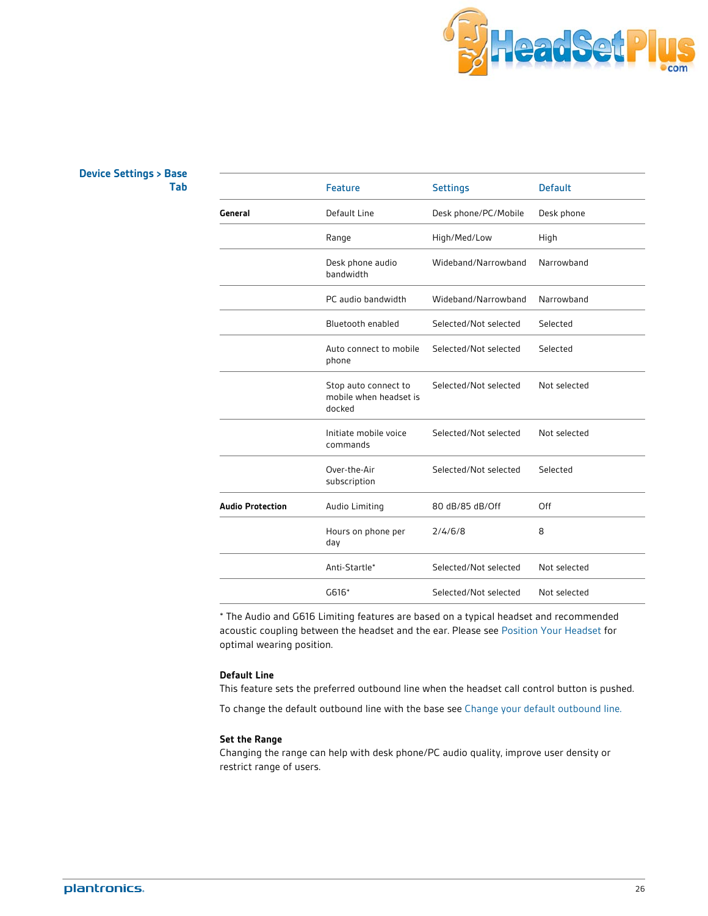## Device Settings > Base Tab

| | Feature | Settings | Default |
|---|---|---|---|
| **General** | Default Line | Desk phone/PC/Mobile | Desk phone |
| | Range | High/Med/Low | High |
| | Desk phone audio bandwidth | Wideband/Narrowband | Narrowband |
| | PC audio bandwidth | Wideband/Narrowband | Narrowband |
| | Bluetooth enabled | Selected/Not selected | Selected |
| | Auto connect to mobile phone | Selected/Not selected | Selected |
| | Stop auto connect to mobile when headset is docked | Selected/Not selected | Not selected |
| | Initiate mobile voice commands | Selected/Not selected | Not selected |
| | Over-the-Air subscription | Selected/Not selected | Selected |
| **Audio Protection** | Audio Limiting | 80 dB/85 dB/Off | Off |
| | Hours on phone per day | 2/4/6/8 | 8 |
| | Anti-Startle* | Selected/Not selected | Not selected |
| | G616* | Selected/Not selected | Not selected |

* The Audio and G616 Limiting features are based on a typical headset and recommended acoustic coupling between the headset and the ear. Please see Position Your Headset for optimal wearing position.

**Default Line**

This feature sets the preferred outbound line when the headset call control button is pushed.

To change the default outbound line with the base see Change your default outbound line.

**Set the Range**

Changing the range can help with desk phone/PC audio quality, improve user density or restrict range of users.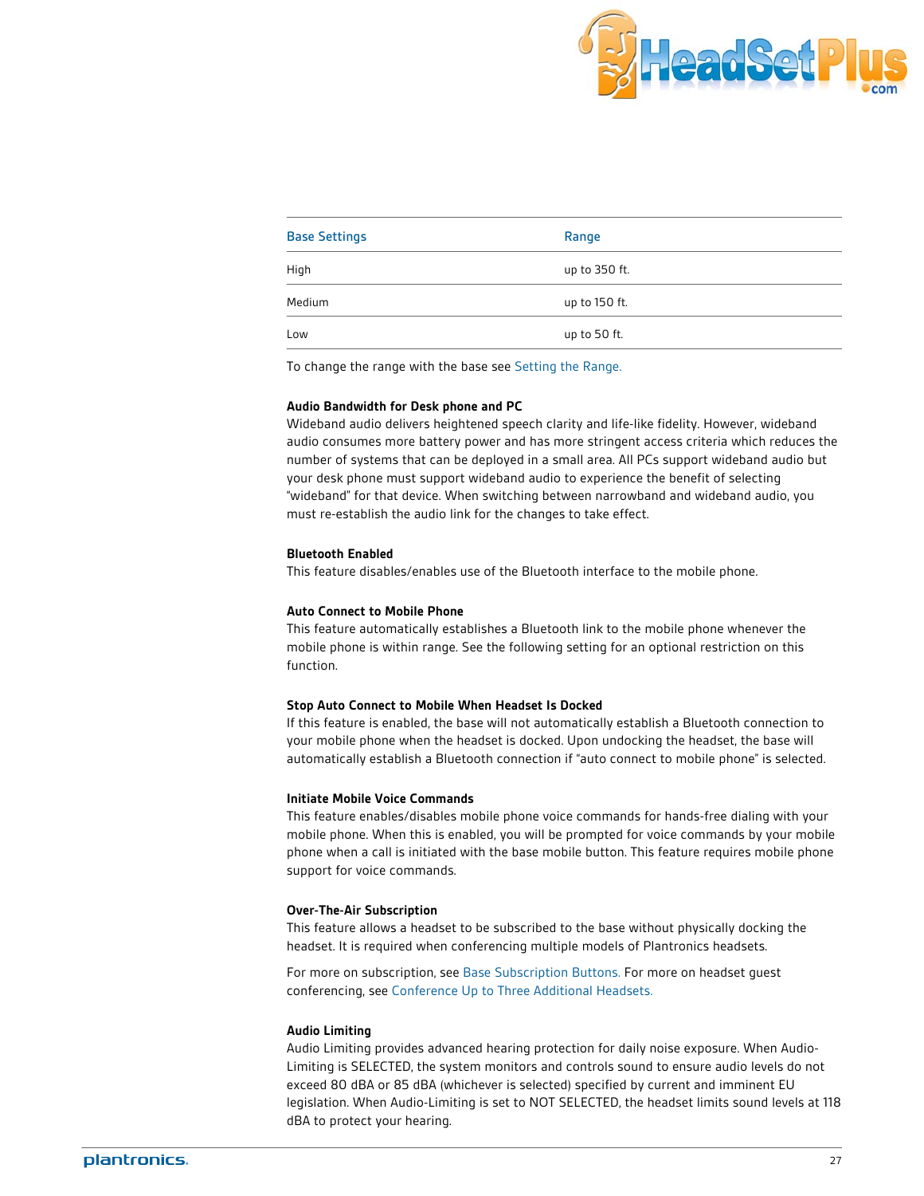| Base Settings | Range |
| --- | --- |
| High | up to 350 ft. |
| Medium | up to 150 ft. |
| Low | up to 50 ft. |

To change the range with the base see Setting the Range.

**Audio Bandwidth for Desk phone and PC**

Wideband audio delivers heightened speech clarity and life-like fidelity. However, wideband audio consumes more battery power and has more stringent access criteria which reduces the number of systems that can be deployed in a small area. All PCs support wideband audio but your desk phone must support wideband audio to experience the benefit of selecting "wideband" for that device. When switching between narrowband and wideband audio, you must re-establish the audio link for the changes to take effect.

**Bluetooth Enabled**

This feature disables/enables use of the Bluetooth interface to the mobile phone.

**Auto Connect to Mobile Phone**

This feature automatically establishes a Bluetooth link to the mobile phone whenever the mobile phone is within range. See the following setting for an optional restriction on this function.

**Stop Auto Connect to Mobile When Headset Is Docked**

If this feature is enabled, the base will not automatically establish a Bluetooth connection to your mobile phone when the headset is docked. Upon undocking the headset, the base will automatically establish a Bluetooth connection if "auto connect to mobile phone" is selected.

**Initiate Mobile Voice Commands**

This feature enables/disables mobile phone voice commands for hands-free dialing with your mobile phone. When this is enabled, you will be prompted for voice commands by your mobile phone when a call is initiated with the base mobile button. This feature requires mobile phone support for voice commands.

**Over-The-Air Subscription**

This feature allows a headset to be subscribed to the base without physically docking the headset. It is required when conferencing multiple models of Plantronics headsets.

For more on subscription, see Base Subscription Buttons. For more on headset guest conferencing, see Conference Up to Three Additional Headsets.

**Audio Limiting**

Audio Limiting provides advanced hearing protection for daily noise exposure. When Audio-Limiting is SELECTED, the system monitors and controls sound to ensure audio levels do not exceed 80 dBA or 85 dBA (whichever is selected) specified by current and imminent EU legislation. When Audio-Limiting is set to NOT SELECTED, the headset limits sound levels at 118 dBA to protect your hearing.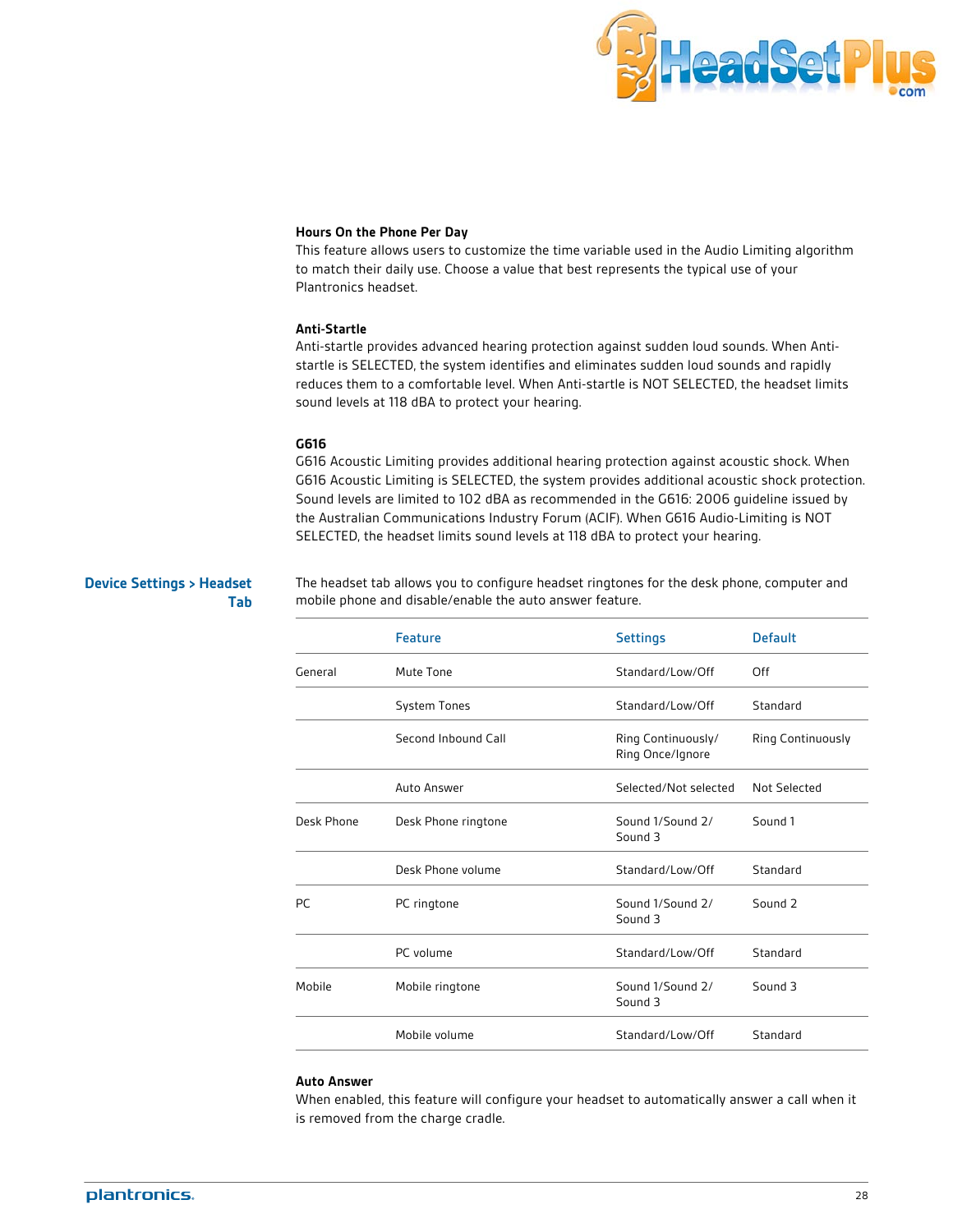### Hours On the Phone Per Day

This feature allows users to customize the time variable used in the Audio Limiting algorithm to match their daily use. Choose a value that best represents the typical use of your Plantronics headset.

### Anti-Startle

Anti-startle provides advanced hearing protection against sudden loud sounds. When Anti-startle is SELECTED, the system identifies and eliminates sudden loud sounds and rapidly reduces them to a comfortable level. When Anti-startle is NOT SELECTED, the headset limits sound levels at 118 dBA to protect your hearing.

### G616

G616 Acoustic Limiting provides additional hearing protection against acoustic shock. When G616 Acoustic Limiting is SELECTED, the system provides additional acoustic shock protection. Sound levels are limited to 102 dBA as recommended in the G616: 2006 guideline issued by the Australian Communications Industry Forum (ACIF). When G616 Audio-Limiting is NOT SELECTED, the headset limits sound levels at 118 dBA to protect your hearing.

## Device Settings > Headset Tab

The headset tab allows you to configure headset ringtones for the desk phone, computer and mobile phone and disable/enable the auto answer feature.

| | Feature | Settings | Default |
|---|---|---|---|
| General | Mute Tone | Standard/Low/Off | Off |
| | System Tones | Standard/Low/Off | Standard |
| | Second Inbound Call | Ring Continuously/ Ring Once/Ignore | Ring Continuously |
| | Auto Answer | Selected/Not selected | Not Selected |
| Desk Phone | Desk Phone ringtone | Sound 1/Sound 2/ Sound 3 | Sound 1 |
| | Desk Phone volume | Standard/Low/Off | Standard |
| PC | PC ringtone | Sound 1/Sound 2/ Sound 3 | Sound 2 |
| | PC volume | Standard/Low/Off | Standard |
| Mobile | Mobile ringtone | Sound 1/Sound 2/ Sound 3 | Sound 3 |
| | Mobile volume | Standard/Low/Off | Standard |

### Auto Answer

When enabled, this feature will configure your headset to automatically answer a call when it is removed from the charge cradle.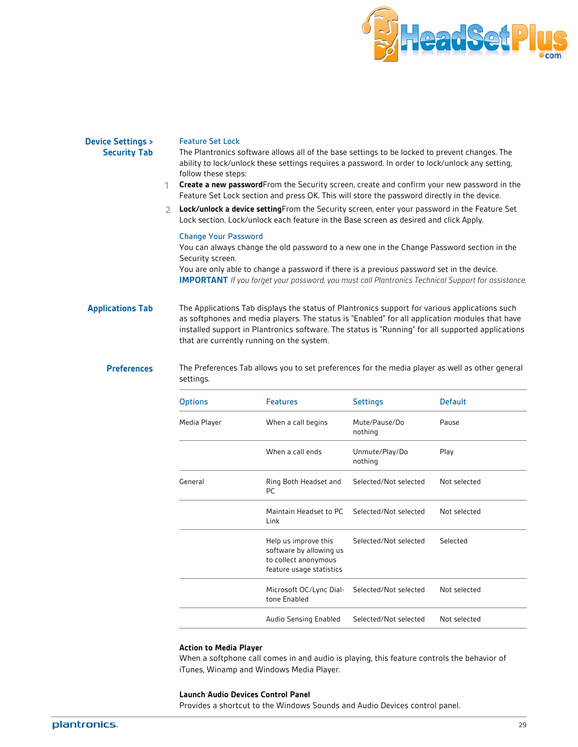## Device Settings > Security Tab

### Feature Set Lock

The Plantronics software allows all of the base settings to be locked to prevent changes. The ability to lock/unlock these settings requires a password. In order to lock/unlock any setting, follow these steps:

1. **Create a new password** From the Security screen, create and confirm your new password in the Feature Set Lock section and press OK. This will store the password directly in the device.
2. **Lock/unlock a device setting** From the Security screen, enter your password in the Feature Set Lock section. Lock/unlock each feature in the Base screen as desired and click Apply.

### Change Your Password

You can always change the old password to a new one in the Change Password section in the Security screen.

You are only able to change a password if there is a previous password set in the device.

**IMPORTANT** *If you forget your password, you must call Plantronics Technical Support for assistance.*

## Applications Tab

The Applications Tab displays the status of Plantronics support for various applications such as softphones and media players. The status is "Enabled" for all application modules that have installed support in Plantronics software. The status is "Running" for all supported applications that are currently running on the system.

## Preferences

The Preferences Tab allows you to set preferences for the media player as well as other general settings.

| Options | Features | Settings | Default |
|---|---|---|---|
| Media Player | When a call begins | Mute/Pause/Do nothing | Pause |
| | When a call ends | Unmute/Play/Do nothing | Play |
| General | Ring Both Headset and PC | Selected/Not selected | Not selected |
| | Maintain Headset to PC Link | Selected/Not selected | Not selected |
| | Help us improve this software by allowing us to collect anonymous feature usage statistics | Selected/Not selected | Selected |
| | Microsoft OC/Lync Dial-tone Enabled | Selected/Not selected | Not selected |
| | Audio Sensing Enabled | Selected/Not selected | Not selected |

**Action to Media Player**

When a softphone call comes in and audio is playing, this feature controls the behavior of iTunes, Winamp and Windows Media Player.

**Launch Audio Devices Control Panel**

Provides a shortcut to the Windows Sounds and Audio Devices control panel.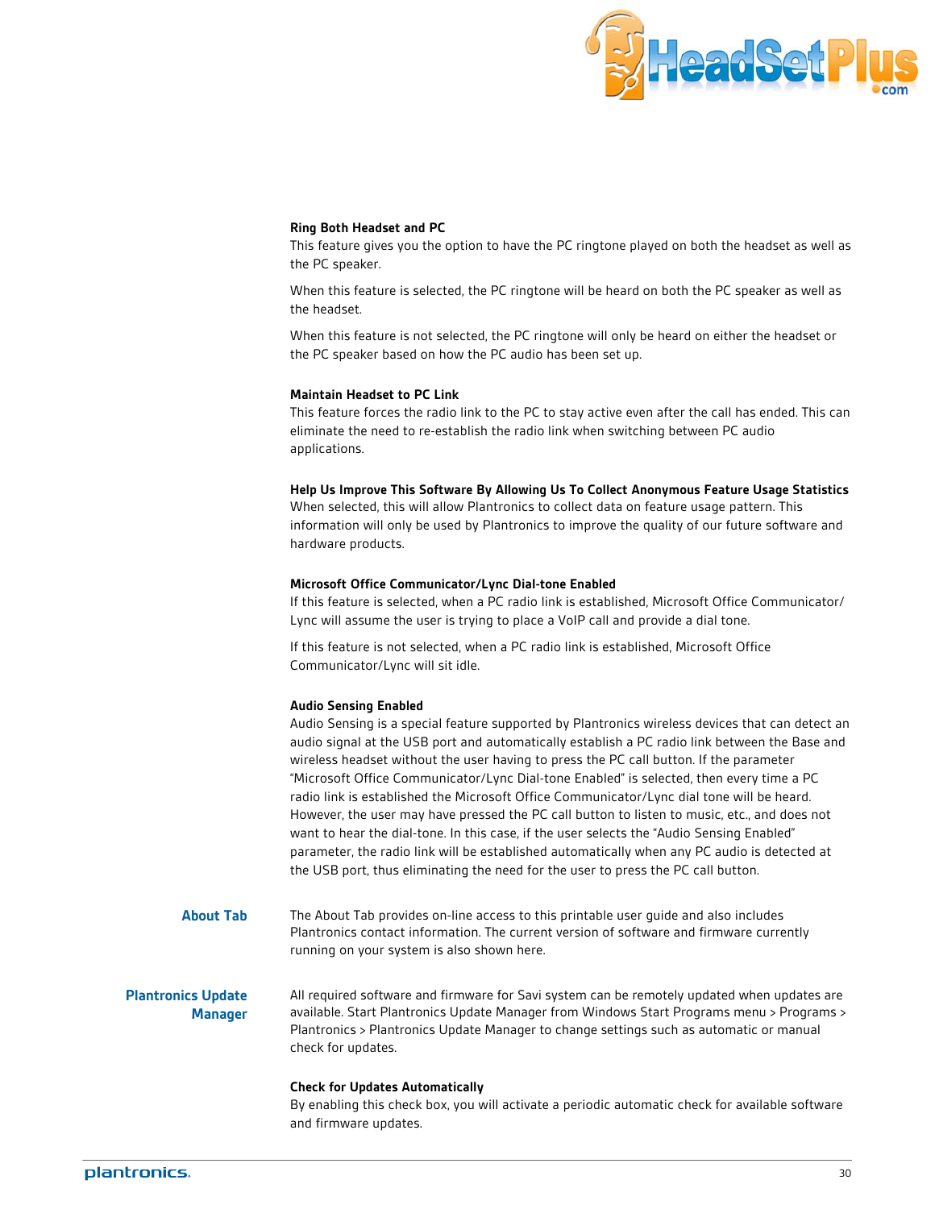#### Ring Both Headset and PC

This feature gives you the option to have the PC ringtone played on both the headset as well as the PC speaker.

When this feature is selected, the PC ringtone will be heard on both the PC speaker as well as the headset.

When this feature is not selected, the PC ringtone will only be heard on either the headset or the PC speaker based on how the PC audio has been set up.

#### Maintain Headset to PC Link

This feature forces the radio link to the PC to stay active even after the call has ended. This can eliminate the need to re-establish the radio link when switching between PC audio applications.

#### Help Us Improve This Software By Allowing Us To Collect Anonymous Feature Usage Statistics

When selected, this will allow Plantronics to collect data on feature usage pattern. This information will only be used by Plantronics to improve the quality of our future software and hardware products.

#### Microsoft Office Communicator/Lync Dial-tone Enabled

If this feature is selected, when a PC radio link is established, Microsoft Office Communicator/ Lync will assume the user is trying to place a VoIP call and provide a dial tone.

If this feature is not selected, when a PC radio link is established, Microsoft Office Communicator/Lync will sit idle.

#### Audio Sensing Enabled

Audio Sensing is a special feature supported by Plantronics wireless devices that can detect an audio signal at the USB port and automatically establish a PC radio link between the Base and wireless headset without the user having to press the PC call button. If the parameter "Microsoft Office Communicator/Lync Dial-tone Enabled" is selected, then every time a PC radio link is established the Microsoft Office Communicator/Lync dial tone will be heard. However, the user may have pressed the PC call button to listen to music, etc., and does not want to hear the dial-tone. In this case, if the user selects the "Audio Sensing Enabled" parameter, the radio link will be established automatically when any PC audio is detected at the USB port, thus eliminating the need for the user to press the PC call button.

### About Tab

The About Tab provides on-line access to this printable user guide and also includes Plantronics contact information. The current version of software and firmware currently running on your system is also shown here.

### Plantronics Update Manager

All required software and firmware for Savi system can be remotely updated when updates are available. Start Plantronics Update Manager from Windows Start Programs menu > Programs > Plantronics > Plantronics Update Manager to change settings such as automatic or manual check for updates.

#### Check for Updates Automatically

By enabling this check box, you will activate a periodic automatic check for available software and firmware updates.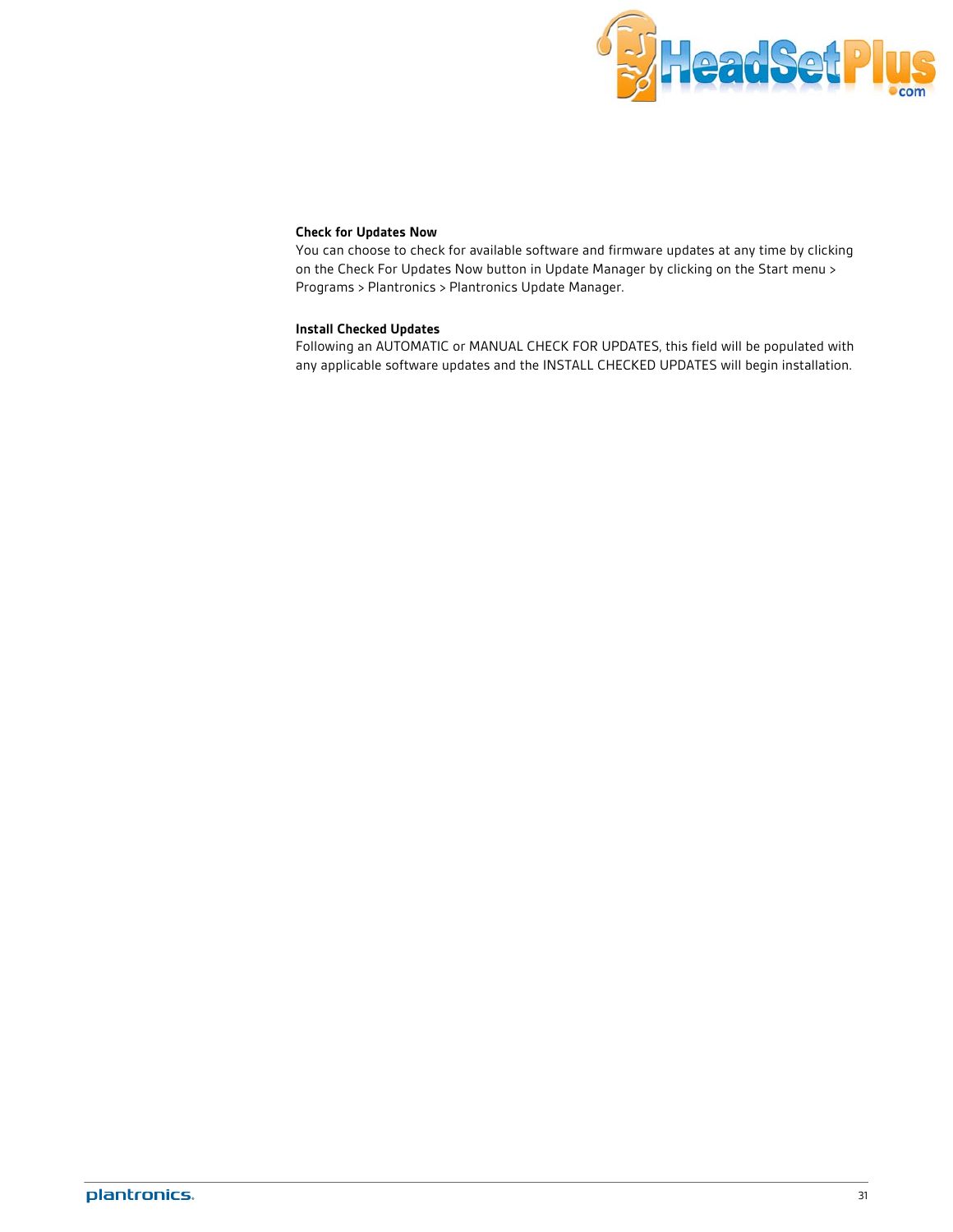### Check for Updates Now

You can choose to check for available software and firmware updates at any time by clicking on the Check For Updates Now button in Update Manager by clicking on the Start menu > Programs > Plantronics > Plantronics Update Manager.

### Install Checked Updates

Following an AUTOMATIC or MANUAL CHECK FOR UPDATES, this field will be populated with any applicable software updates and the INSTALL CHECKED UPDATES will begin installation.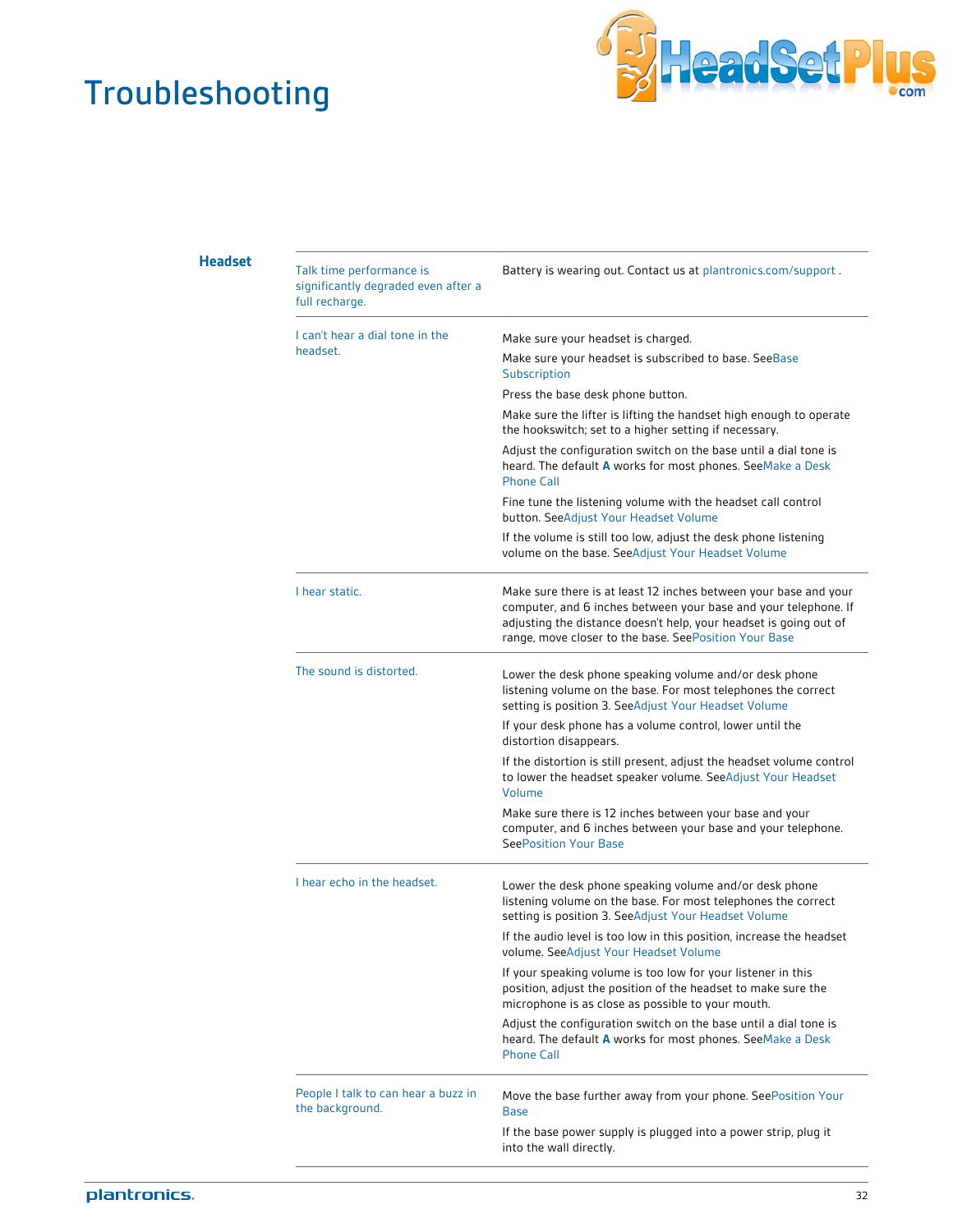# Troubleshooting

## Headset

| Problem | Solution |
| --- | --- |
| Talk time performance is significantly degraded even after a full recharge. | Battery is wearing out. Contact us at plantronics.com/support . |
| I can't hear a dial tone in the headset. | Make sure your headset is charged.<br>Make sure your headset is subscribed to base. SeeBase Subscription<br>Press the base desk phone button.<br>Make sure the lifter is lifting the handset high enough to operate the hookswitch; set to a higher setting if necessary.<br>Adjust the configuration switch on the base until a dial tone is heard. The default **A** works for most phones. SeeMake a Desk Phone Call<br>Fine tune the listening volume with the headset call control button. SeeAdjust Your Headset Volume<br>If the volume is still too low, adjust the desk phone listening volume on the base. SeeAdjust Your Headset Volume |
| I hear static. | Make sure there is at least 12 inches between your base and your computer, and 6 inches between your base and your telephone. If adjusting the distance doesn't help, your headset is going out of range, move closer to the base. SeePosition Your Base |
| The sound is distorted. | Lower the desk phone speaking volume and/or desk phone listening volume on the base. For most telephones the correct setting is position 3. SeeAdjust Your Headset Volume<br>If your desk phone has a volume control, lower until the distortion disappears.<br>If the distortion is still present, adjust the headset volume control to lower the headset speaker volume. SeeAdjust Your Headset Volume<br>Make sure there is 12 inches between your base and your computer, and 6 inches between your base and your telephone. SeePosition Your Base |
| I hear echo in the headset. | Lower the desk phone speaking volume and/or desk phone listening volume on the base. For most telephones the correct setting is position 3. SeeAdjust Your Headset Volume<br>If the audio level is too low in this position, increase the headset volume. SeeAdjust Your Headset Volume<br>If your speaking volume is too low for your listener in this position, adjust the position of the headset to make sure the microphone is as close as possible to your mouth.<br>Adjust the configuration switch on the base until a dial tone is heard. The default **A** works for most phones. SeeMake a Desk Phone Call |
| People I talk to can hear a buzz in the background. | Move the base further away from your phone. SeePosition Your Base<br>If the base power supply is plugged into a power strip, plug it into the wall directly. |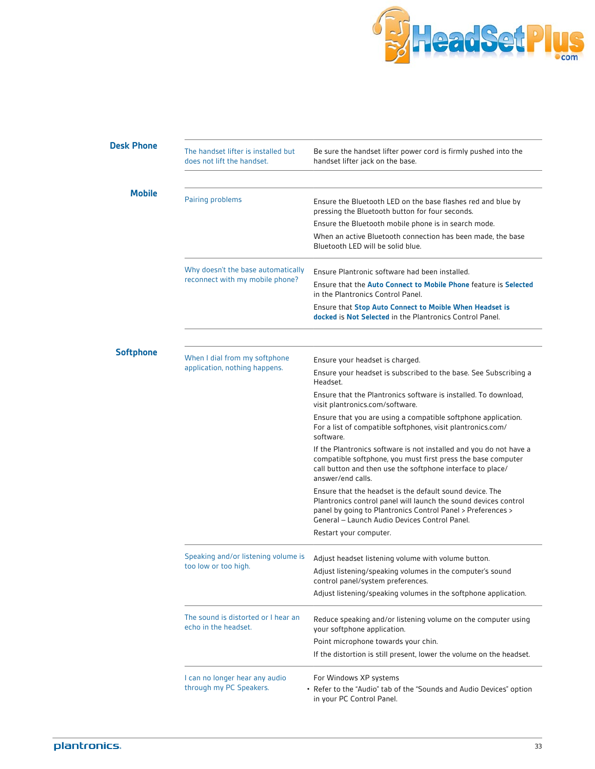## Desk Phone

| Problem | Solution |
| --- | --- |
| The handset lifter is installed but does not lift the handset. | Be sure the handset lifter power cord is firmly pushed into the handset lifter jack on the base. |

## Mobile

| Problem | Solution |
| --- | --- |
| Pairing problems | Ensure the Bluetooth LED on the base flashes red and blue by pressing the Bluetooth button for four seconds.<br>Ensure the Bluetooth mobile phone is in search mode.<br>When an active Bluetooth connection has been made, the base Bluetooth LED will be solid blue. |
| Why doesn't the base automatically reconnect with my mobile phone? | Ensure Plantronic software had been installed.<br>Ensure that the **Auto Connect to Mobile Phone** feature is **Selected** in the Plantronics Control Panel.<br>Ensure that **Stop Auto Connect to Moible When Headset is docked** is **Not Selected** in the Plantronics Control Panel. |

## Softphone

| Problem | Solution |
| --- | --- |
| When I dial from my softphone application, nothing happens. | Ensure your headset is charged.<br>Ensure your headset is subscribed to the base. See Subscribing a Headset.<br>Ensure that the Plantronics software is installed. To download, visit plantronics.com/software.<br>Ensure that you are using a compatible softphone application. For a list of compatible softphones, visit plantronics.com/software.<br>If the Plantronics software is not installed and you do not have a compatible softphone, you must first press the base computer call button and then use the softphone interface to place/answer/end calls.<br>Ensure that the headset is the default sound device. The Plantronics control panel will launch the sound devices control panel by going to Plantronics Control Panel > Preferences > General – Launch Audio Devices Control Panel.<br>Restart your computer. |
| Speaking and/or listening volume is too low or too high. | Adjust headset listening volume with volume button.<br>Adjust listening/speaking volumes in the computer's sound control panel/system preferences.<br>Adjust listening/speaking volumes in the softphone application. |
| The sound is distorted or I hear an echo in the headset. | Reduce speaking and/or listening volume on the computer using your softphone application.<br>Point microphone towards your chin.<br>If the distortion is still present, lower the volume on the headset. |
| I can no longer hear any audio through my PC Speakers. | For Windows XP systems<br>• Refer to the "Audio" tab of the "Sounds and Audio Devices" option in your PC Control Panel. |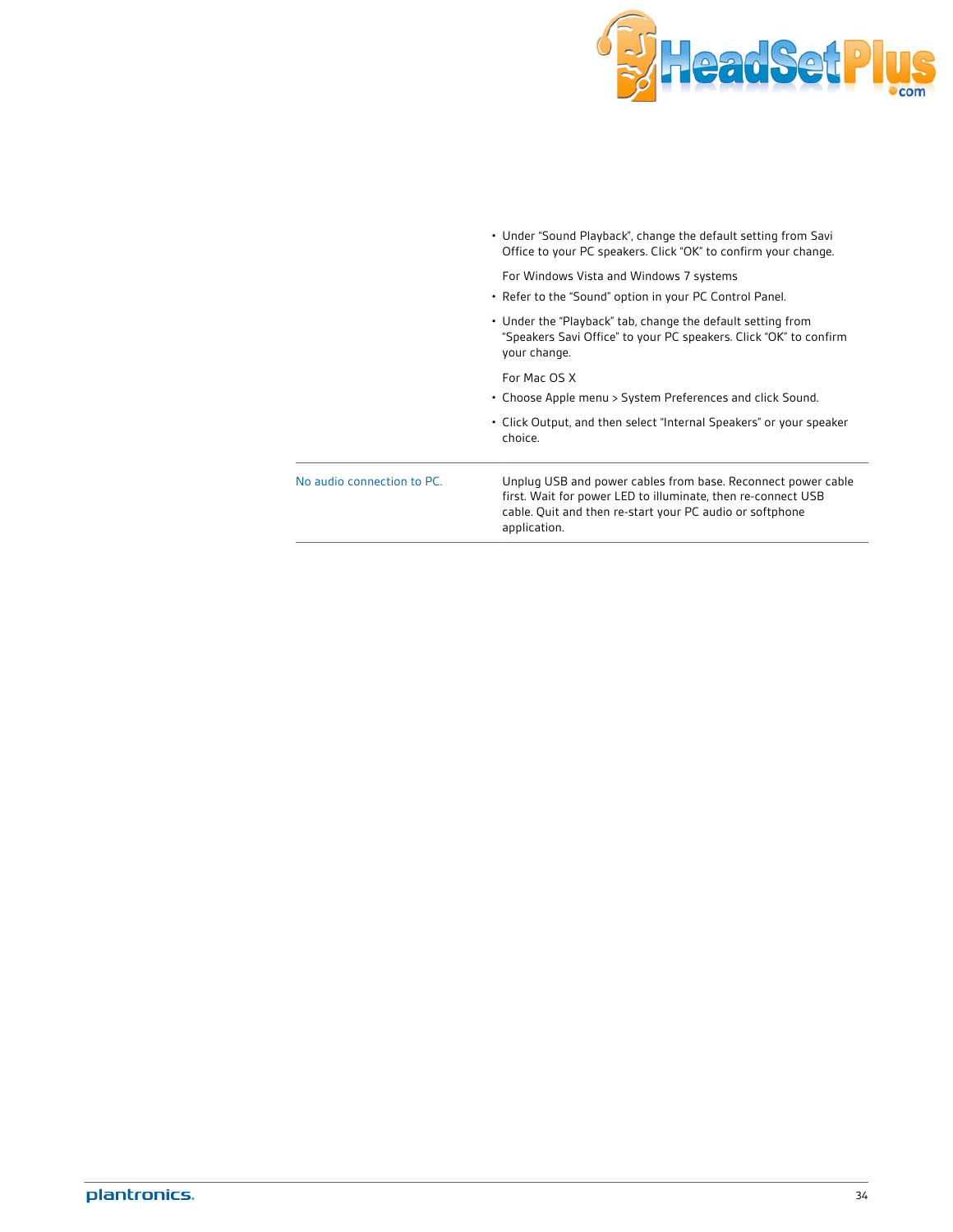| | |
|---|---|
| | • Under "Sound Playback", change the default setting from Savi Office to your PC speakers. Click "OK" to confirm your change.<br><br>For Windows Vista and Windows 7 systems<br><br>• Refer to the "Sound" option in your PC Control Panel.<br><br>• Under the "Playback" tab, change the default setting from "Speakers Savi Office" to your PC speakers. Click "OK" to confirm your change.<br><br>For Mac OS X<br><br>• Choose Apple menu > System Preferences and click Sound.<br><br>• Click Output, and then select "Internal Speakers" or your speaker choice. |
| No audio connection to PC. | Unplug USB and power cables from base. Reconnect power cable first. Wait for power LED to illuminate, then re-connect USB cable. Quit and then re-start your PC audio or softphone application. |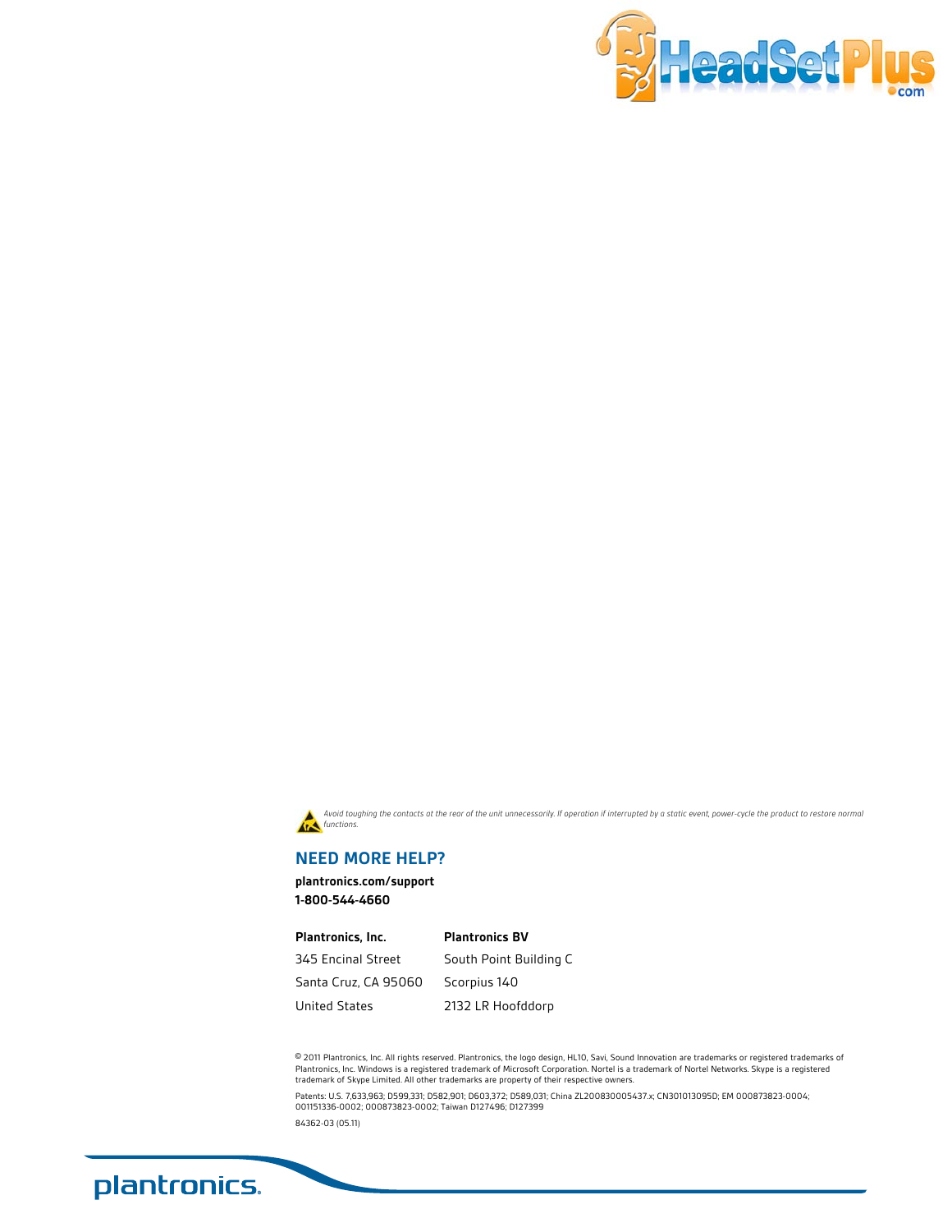*Avoid toughing the contacts at the rear of the unit unnecessarily. If operation if interrupted by a static event, power-cycle the product to restore normal functions.*

## NEED MORE HELP?

**plantronics.com/support**
**1-800-544-4660**

| **Plantronics, Inc.** | **Plantronics BV** |
|---|---|
| 345 Encinal Street | South Point Building C |
| Santa Cruz, CA 95060 | Scorpius 140 |
| United States | 2132 LR Hoofddorp |

© 2011 Plantronics, Inc. All rights reserved. Plantronics, the logo design, HL10, Savi, Sound Innovation are trademarks or registered trademarks of Plantronics, Inc. Windows is a registered trademark of Microsoft Corporation. Nortel is a trademark of Nortel Networks. Skype is a registered trademark of Skype Limited. All other trademarks are property of their respective owners.

Patents: U.S. 7,633,963; D599,331; D582,901; D603,372; D589,031; China ZL200830005437.x; CN301013095D; EM 000873823-0004; 001151336-0002; 000873823-0002; Taiwan D127496; D127399

84362-03 (05.11)